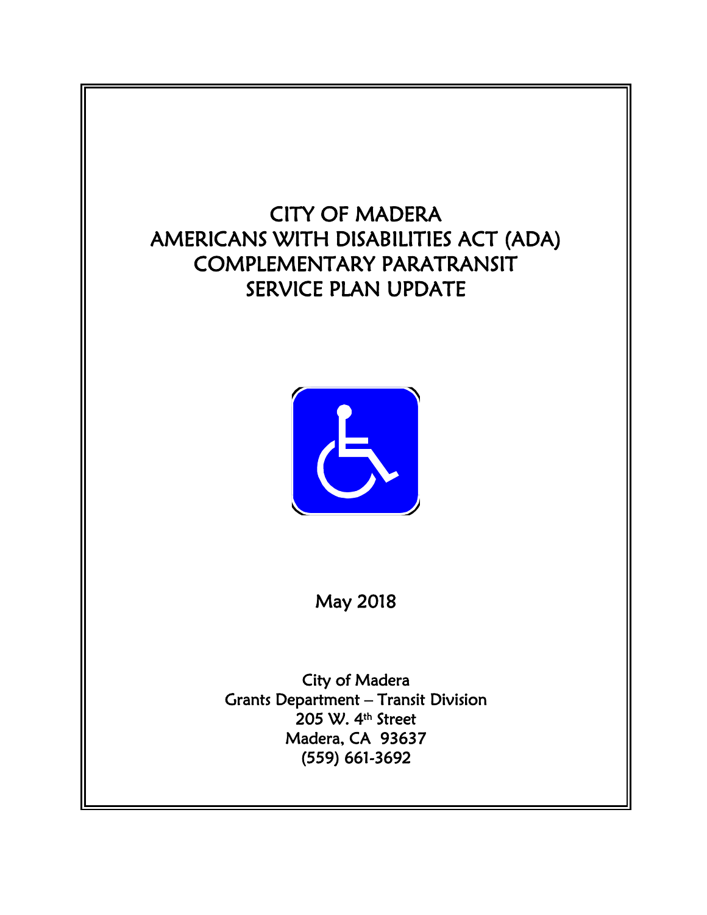# CITY OF MADERA
# AMERICANS WITH DISABILITIES ACT (ADA)
# COMPLEMENTARY PARATRANSIT
# SERVICE PLAN UPDATE

May 2018

City of Madera
Grants Department – Transit Division
205 W. 4th Street
Madera, CA 93637
(559) 661-3692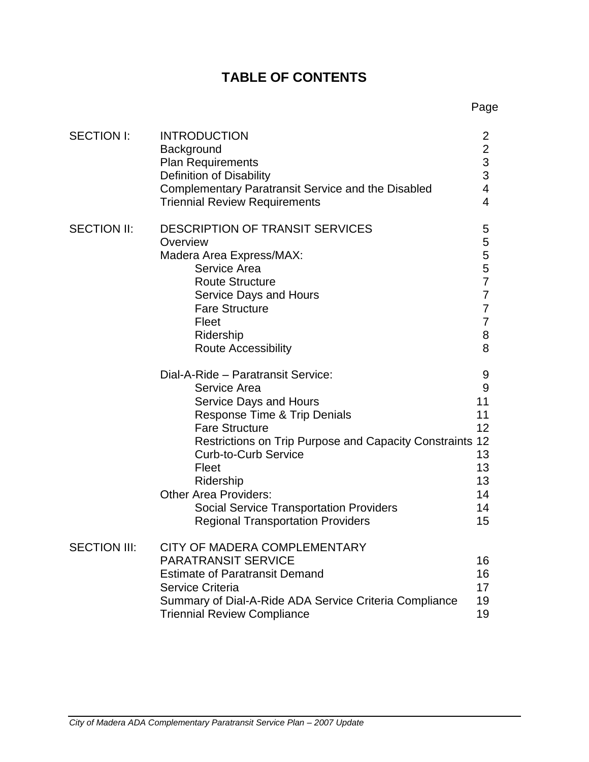# TABLE OF CONTENTS

| | | Page |
|---|---|---|
| SECTION I: | INTRODUCTION | 2 |
| | Background | 2 |
| | Plan Requirements | 3 |
| | Definition of Disability | 3 |
| | Complementary Paratransit Service and the Disabled | 4 |
| | Triennial Review Requirements | 4 |
| SECTION II: | DESCRIPTION OF TRANSIT SERVICES | 5 |
| | Overview | 5 |
| | Madera Area Express/MAX: | 5 |
| | Service Area | 5 |
| | Route Structure | 7 |
| | Service Days and Hours | 7 |
| | Fare Structure | 7 |
| | Fleet | 7 |
| | Ridership | 8 |
| | Route Accessibility | 8 |
| | Dial-A-Ride – Paratransit Service: | 9 |
| | Service Area | 9 |
| | Service Days and Hours | 11 |
| | Response Time & Trip Denials | 11 |
| | Fare Structure | 12 |
| | Restrictions on Trip Purpose and Capacity Constraints | 12 |
| | Curb-to-Curb Service | 13 |
| | Fleet | 13 |
| | Ridership | 13 |
| | Other Area Providers: | 14 |
| | Social Service Transportation Providers | 14 |
| | Regional Transportation Providers | 15 |
| SECTION III: | CITY OF MADERA COMPLEMENTARY PARATRANSIT SERVICE | 16 |
| | Estimate of Paratransit Demand | 16 |
| | Service Criteria | 17 |
| | Summary of Dial-A-Ride ADA Service Criteria Compliance | 19 |
| | Triennial Review Compliance | 19 |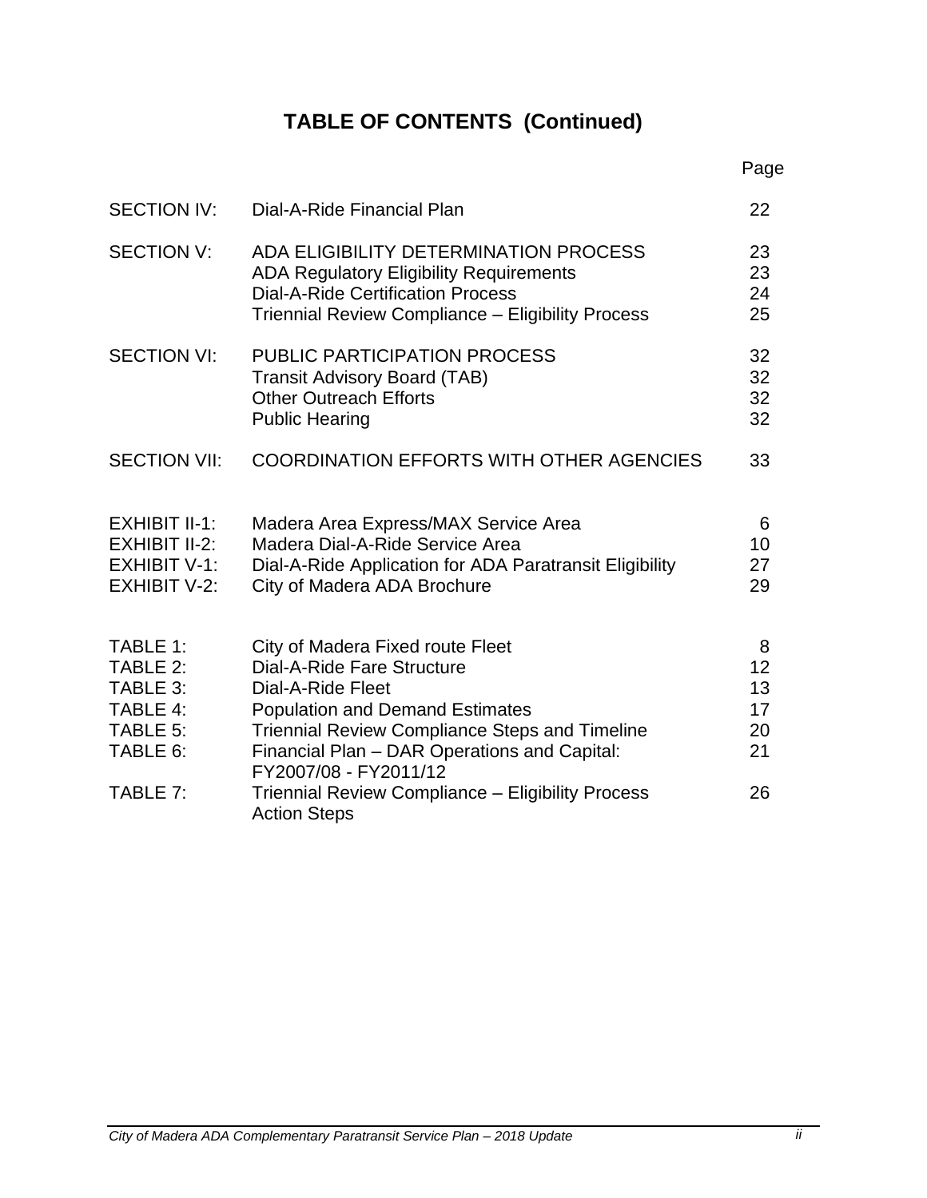# TABLE OF CONTENTS (Continued)

| | | Page |
|---|---|---|
| SECTION IV: | Dial-A-Ride Financial Plan | 22 |
| SECTION V: | ADA ELIGIBILITY DETERMINATION PROCESS | 23 |
| | ADA Regulatory Eligibility Requirements | 23 |
| | Dial-A-Ride Certification Process | 24 |
| | Triennial Review Compliance – Eligibility Process | 25 |
| SECTION VI: | PUBLIC PARTICIPATION PROCESS | 32 |
| | Transit Advisory Board (TAB) | 32 |
| | Other Outreach Efforts | 32 |
| | Public Hearing | 32 |
| SECTION VII: | COORDINATION EFFORTS WITH OTHER AGENCIES | 33 |
| EXHIBIT II-1: | Madera Area Express/MAX Service Area | 6 |
| EXHIBIT II-2: | Madera Dial-A-Ride Service Area | 10 |
| EXHIBIT V-1: | Dial-A-Ride Application for ADA Paratransit Eligibility | 27 |
| EXHIBIT V-2: | City of Madera ADA Brochure | 29 |
| TABLE 1: | City of Madera Fixed route Fleet | 8 |
| TABLE 2: | Dial-A-Ride Fare Structure | 12 |
| TABLE 3: | Dial-A-Ride Fleet | 13 |
| TABLE 4: | Population and Demand Estimates | 17 |
| TABLE 5: | Triennial Review Compliance Steps and Timeline | 20 |
| TABLE 6: | Financial Plan – DAR Operations and Capital: FY2007/08 - FY2011/12 | 21 |
| TABLE 7: | Triennial Review Compliance – Eligibility Process Action Steps | 26 |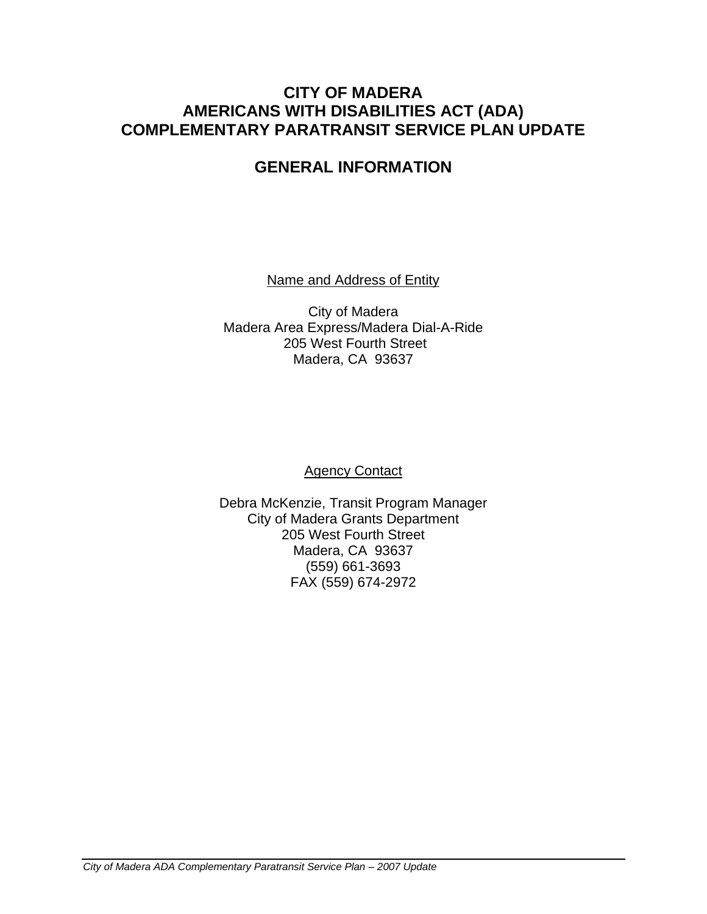# CITY OF MADERA
# AMERICANS WITH DISABILITIES ACT (ADA)
# COMPLEMENTARY PARATRANSIT SERVICE PLAN UPDATE

## GENERAL INFORMATION

Name and Address of Entity

City of Madera
Madera Area Express/Madera Dial-A-Ride
205 West Fourth Street
Madera, CA 93637

Agency Contact

Debra McKenzie, Transit Program Manager
City of Madera Grants Department
205 West Fourth Street
Madera, CA 93637
(559) 661-3693
FAX (559) 674-2972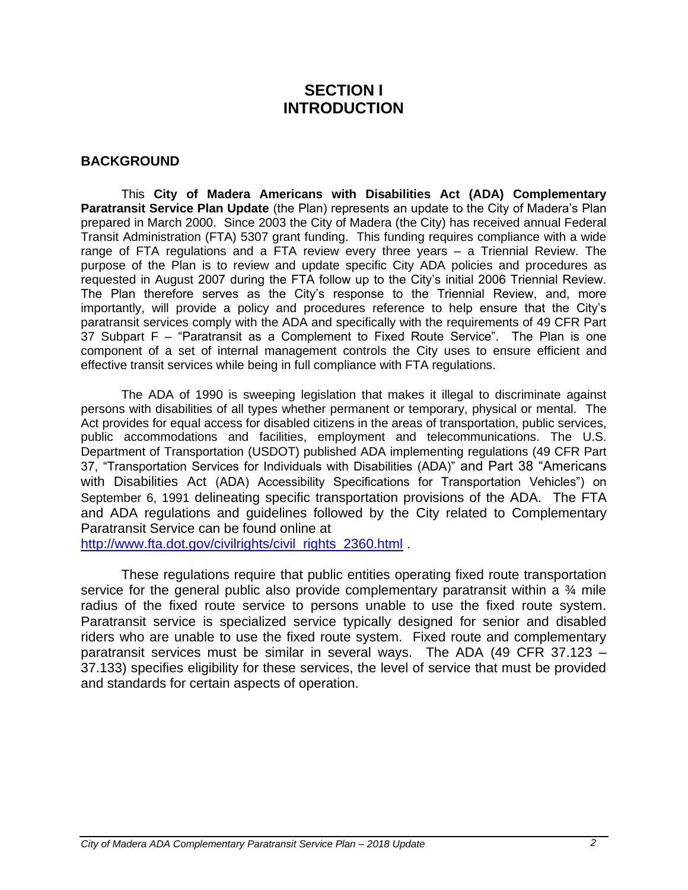# SECTION I
# INTRODUCTION

## BACKGROUND

This **City of Madera Americans with Disabilities Act (ADA) Complementary Paratransit Service Plan Update** (the Plan) represents an update to the City of Madera's Plan prepared in March 2000. Since 2003 the City of Madera (the City) has received annual Federal Transit Administration (FTA) 5307 grant funding. This funding requires compliance with a wide range of FTA regulations and a FTA review every three years – a Triennial Review. The purpose of the Plan is to review and update specific City ADA policies and procedures as requested in August 2007 during the FTA follow up to the City's initial 2006 Triennial Review. The Plan therefore serves as the City's response to the Triennial Review, and, more importantly, will provide a policy and procedures reference to help ensure that the City's paratransit services comply with the ADA and specifically with the requirements of 49 CFR Part 37 Subpart F – "Paratransit as a Complement to Fixed Route Service". The Plan is one component of a set of internal management controls the City uses to ensure efficient and effective transit services while being in full compliance with FTA regulations.

The ADA of 1990 is sweeping legislation that makes it illegal to discriminate against persons with disabilities of all types whether permanent or temporary, physical or mental. The Act provides for equal access for disabled citizens in the areas of transportation, public services, public accommodations and facilities, employment and telecommunications. The U.S. Department of Transportation (USDOT) published ADA implementing regulations (49 CFR Part 37, "Transportation Services for Individuals with Disabilities (ADA)" and Part 38 "Americans with Disabilities Act (ADA) Accessibility Specifications for Transportation Vehicles") on September 6, 1991 delineating specific transportation provisions of the ADA. The FTA and ADA regulations and guidelines followed by the City related to Complementary Paratransit Service can be found online at http://www.fta.dot.gov/civilrights/civil_rights_2360.html .

These regulations require that public entities operating fixed route transportation service for the general public also provide complementary paratransit within a ¾ mile radius of the fixed route service to persons unable to use the fixed route system. Paratransit service is specialized service typically designed for senior and disabled riders who are unable to use the fixed route system. Fixed route and complementary paratransit services must be similar in several ways. The ADA (49 CFR 37.123 – 37.133) specifies eligibility for these services, the level of service that must be provided and standards for certain aspects of operation.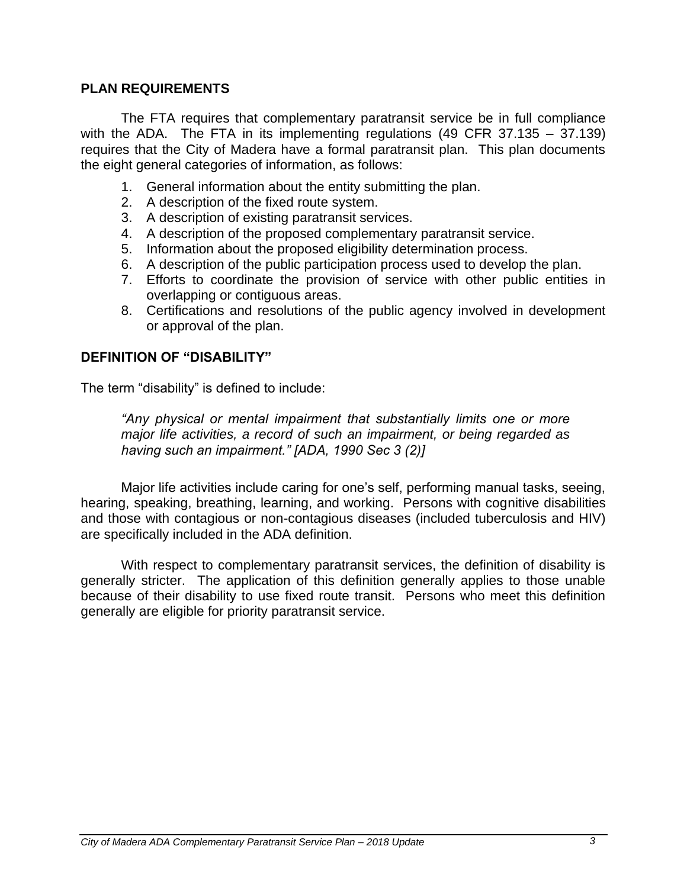## PLAN REQUIREMENTS

The FTA requires that complementary paratransit service be in full compliance with the ADA. The FTA in its implementing regulations (49 CFR 37.135 – 37.139) requires that the City of Madera have a formal paratransit plan. This plan documents the eight general categories of information, as follows:

1. General information about the entity submitting the plan.
2. A description of the fixed route system.
3. A description of existing paratransit services.
4. A description of the proposed complementary paratransit service.
5. Information about the proposed eligibility determination process.
6. A description of the public participation process used to develop the plan.
7. Efforts to coordinate the provision of service with other public entities in overlapping or contiguous areas.
8. Certifications and resolutions of the public agency involved in development or approval of the plan.

## DEFINITION OF "DISABILITY"

The term "disability" is defined to include:

> *"Any physical or mental impairment that substantially limits one or more major life activities, a record of such an impairment, or being regarded as having such an impairment." [ADA, 1990 Sec 3 (2)]*

Major life activities include caring for one's self, performing manual tasks, seeing, hearing, speaking, breathing, learning, and working. Persons with cognitive disabilities and those with contagious or non-contagious diseases (included tuberculosis and HIV) are specifically included in the ADA definition.

With respect to complementary paratransit services, the definition of disability is generally stricter. The application of this definition generally applies to those unable because of their disability to use fixed route transit. Persons who meet this definition generally are eligible for priority paratransit service.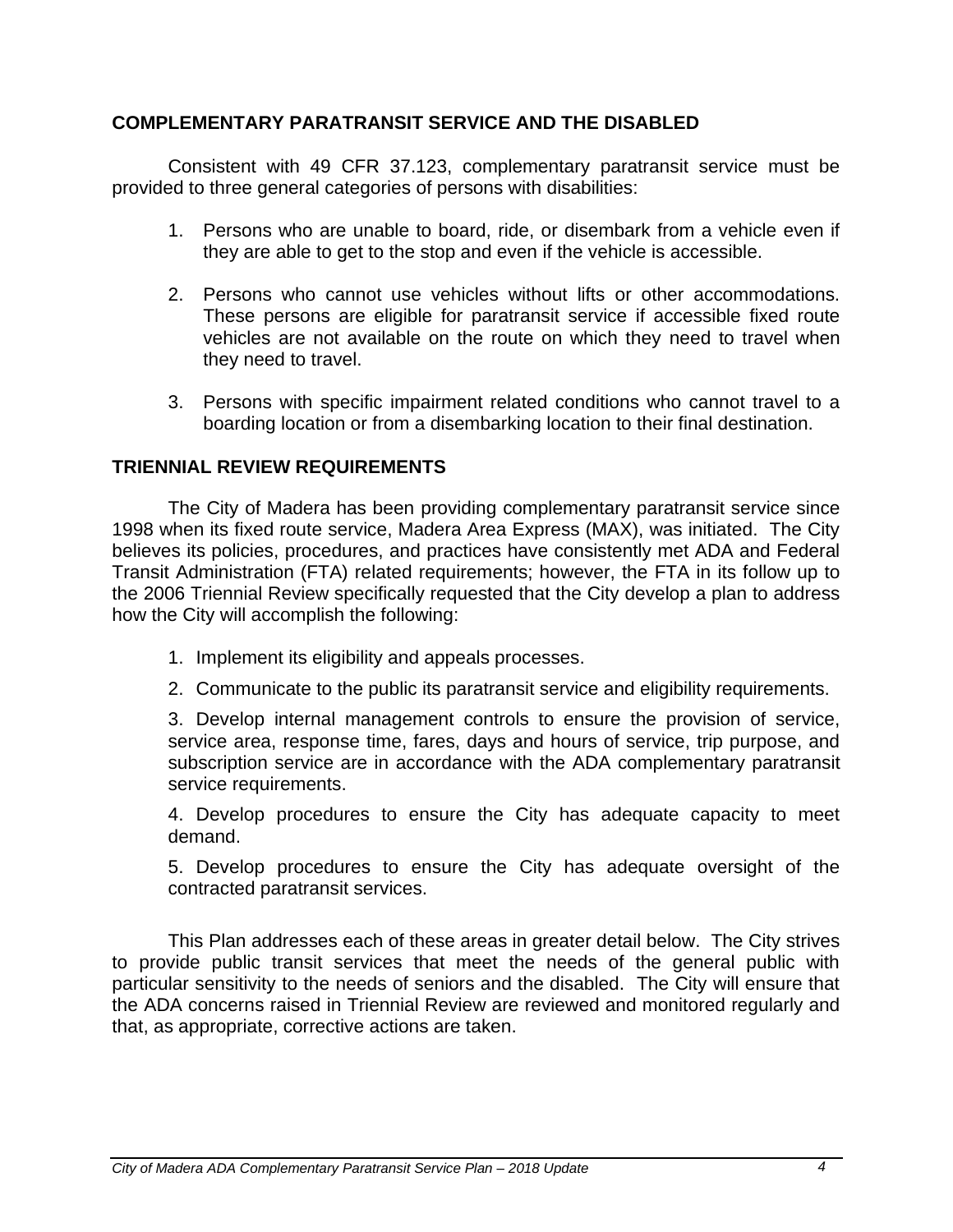## COMPLEMENTARY PARATRANSIT SERVICE AND THE DISABLED

Consistent with 49 CFR 37.123, complementary paratransit service must be provided to three general categories of persons with disabilities:

1. Persons who are unable to board, ride, or disembark from a vehicle even if they are able to get to the stop and even if the vehicle is accessible.

2. Persons who cannot use vehicles without lifts or other accommodations. These persons are eligible for paratransit service if accessible fixed route vehicles are not available on the route on which they need to travel when they need to travel.

3. Persons with specific impairment related conditions who cannot travel to a boarding location or from a disembarking location to their final destination.

## TRIENNIAL REVIEW REQUIREMENTS

The City of Madera has been providing complementary paratransit service since 1998 when its fixed route service, Madera Area Express (MAX), was initiated. The City believes its policies, procedures, and practices have consistently met ADA and Federal Transit Administration (FTA) related requirements; however, the FTA in its follow up to the 2006 Triennial Review specifically requested that the City develop a plan to address how the City will accomplish the following:

1. Implement its eligibility and appeals processes.

2. Communicate to the public its paratransit service and eligibility requirements.

3. Develop internal management controls to ensure the provision of service, service area, response time, fares, days and hours of service, trip purpose, and subscription service are in accordance with the ADA complementary paratransit service requirements.

4. Develop procedures to ensure the City has adequate capacity to meet demand.

5. Develop procedures to ensure the City has adequate oversight of the contracted paratransit services.

This Plan addresses each of these areas in greater detail below. The City strives to provide public transit services that meet the needs of the general public with particular sensitivity to the needs of seniors and the disabled. The City will ensure that the ADA concerns raised in Triennial Review are reviewed and monitored regularly and that, as appropriate, corrective actions are taken.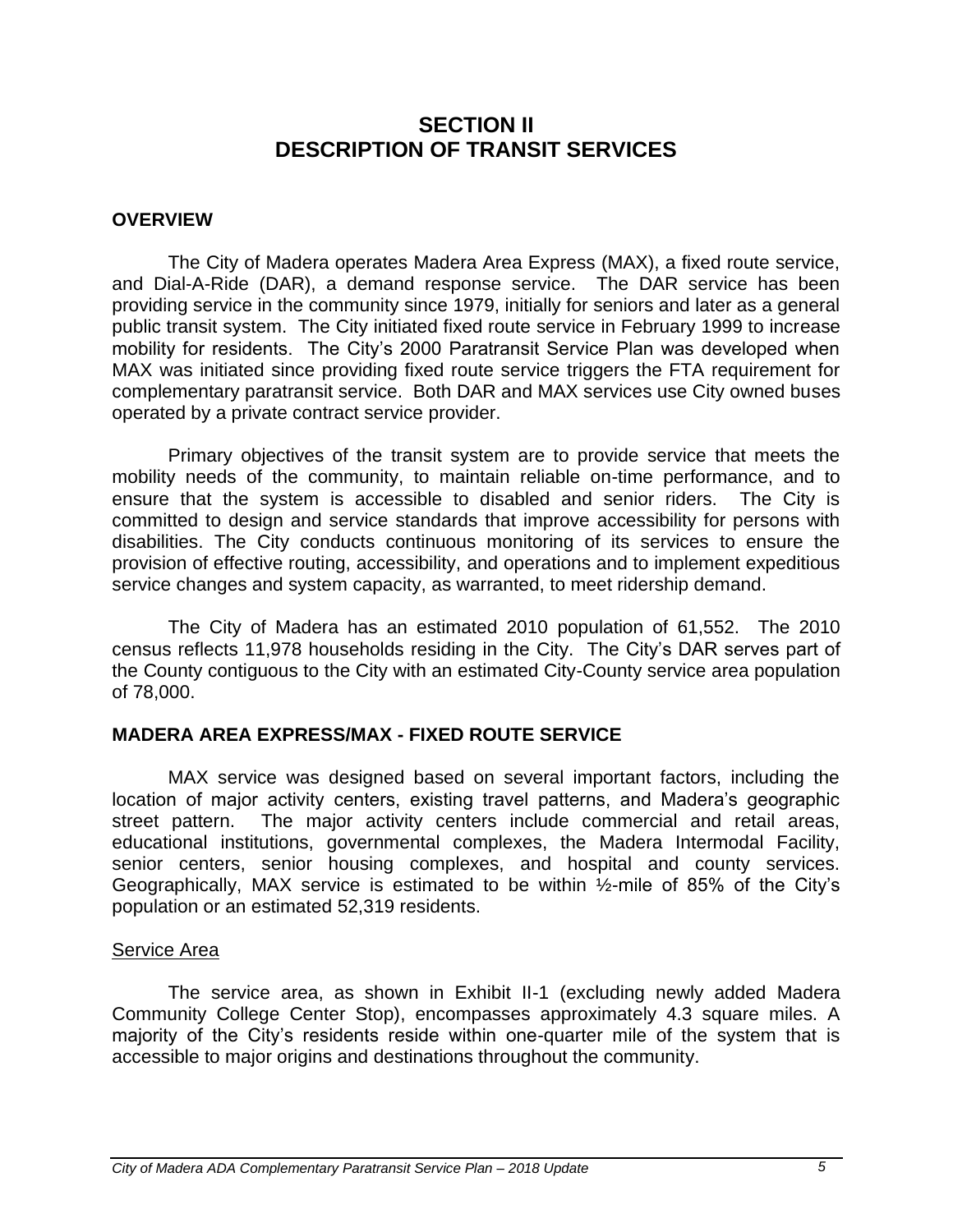# SECTION II
# DESCRIPTION OF TRANSIT SERVICES

## OVERVIEW

The City of Madera operates Madera Area Express (MAX), a fixed route service, and Dial-A-Ride (DAR), a demand response service. The DAR service has been providing service in the community since 1979, initially for seniors and later as a general public transit system. The City initiated fixed route service in February 1999 to increase mobility for residents. The City's 2000 Paratransit Service Plan was developed when MAX was initiated since providing fixed route service triggers the FTA requirement for complementary paratransit service. Both DAR and MAX services use City owned buses operated by a private contract service provider.

Primary objectives of the transit system are to provide service that meets the mobility needs of the community, to maintain reliable on-time performance, and to ensure that the system is accessible to disabled and senior riders. The City is committed to design and service standards that improve accessibility for persons with disabilities. The City conducts continuous monitoring of its services to ensure the provision of effective routing, accessibility, and operations and to implement expeditious service changes and system capacity, as warranted, to meet ridership demand.

The City of Madera has an estimated 2010 population of 61,552. The 2010 census reflects 11,978 households residing in the City. The City's DAR serves part of the County contiguous to the City with an estimated City-County service area population of 78,000.

## MADERA AREA EXPRESS/MAX - FIXED ROUTE SERVICE

MAX service was designed based on several important factors, including the location of major activity centers, existing travel patterns, and Madera's geographic street pattern. The major activity centers include commercial and retail areas, educational institutions, governmental complexes, the Madera Intermodal Facility, senior centers, senior housing complexes, and hospital and county services. Geographically, MAX service is estimated to be within ½-mile of 85% of the City's population or an estimated 52,319 residents.

### Service Area

The service area, as shown in Exhibit II-1 (excluding newly added Madera Community College Center Stop), encompasses approximately 4.3 square miles. A majority of the City's residents reside within one-quarter mile of the system that is accessible to major origins and destinations throughout the community.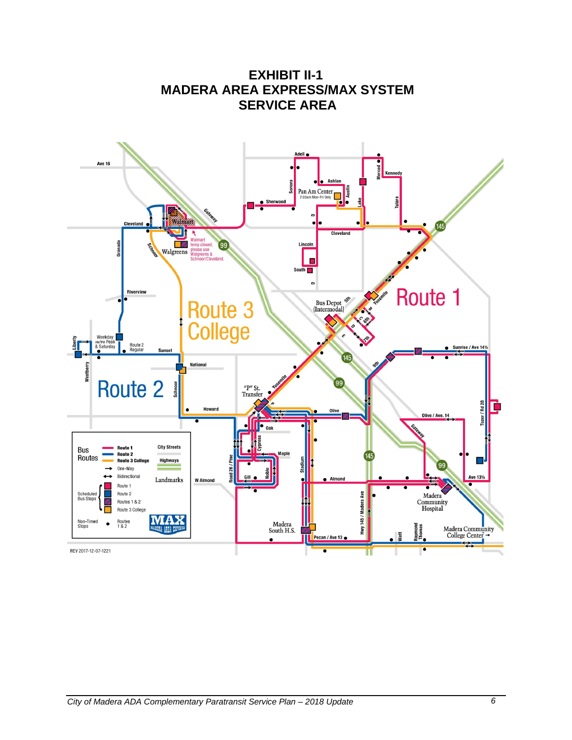# EXHIBIT II-1
# MADERA AREA EXPRESS/MAX SYSTEM
# SERVICE AREA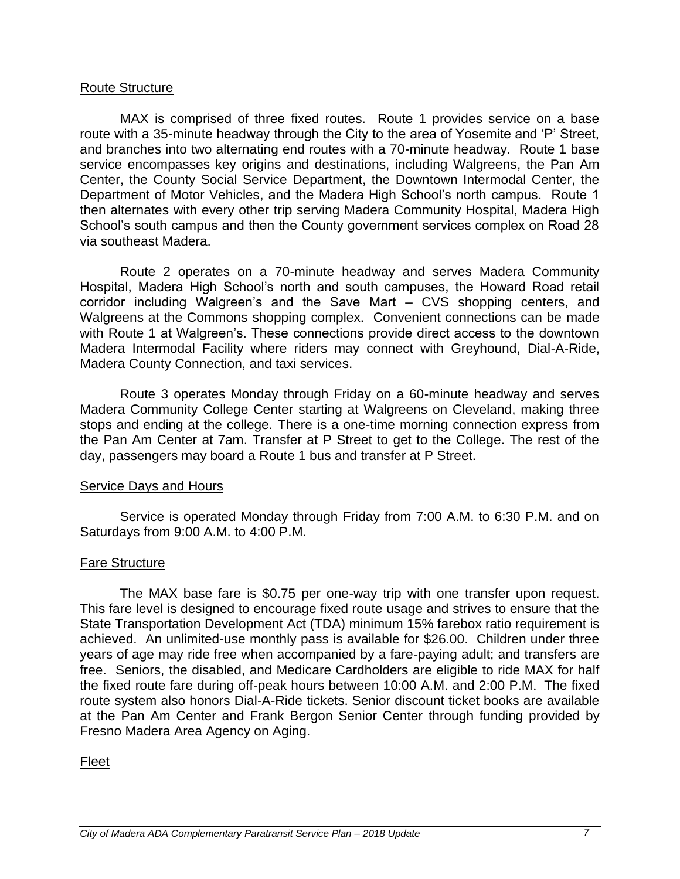## Route Structure

MAX is comprised of three fixed routes. Route 1 provides service on a base route with a 35-minute headway through the City to the area of Yosemite and 'P' Street, and branches into two alternating end routes with a 70-minute headway. Route 1 base service encompasses key origins and destinations, including Walgreens, the Pan Am Center, the County Social Service Department, the Downtown Intermodal Center, the Department of Motor Vehicles, and the Madera High School's north campus. Route 1 then alternates with every other trip serving Madera Community Hospital, Madera High School's south campus and then the County government services complex on Road 28 via southeast Madera.

Route 2 operates on a 70-minute headway and serves Madera Community Hospital, Madera High School's north and south campuses, the Howard Road retail corridor including Walgreen's and the Save Mart – CVS shopping centers, and Walgreens at the Commons shopping complex. Convenient connections can be made with Route 1 at Walgreen's. These connections provide direct access to the downtown Madera Intermodal Facility where riders may connect with Greyhound, Dial-A-Ride, Madera County Connection, and taxi services.

Route 3 operates Monday through Friday on a 60-minute headway and serves Madera Community College Center starting at Walgreens on Cleveland, making three stops and ending at the college. There is a one-time morning connection express from the Pan Am Center at 7am. Transfer at P Street to get to the College. The rest of the day, passengers may board a Route 1 bus and transfer at P Street.

## Service Days and Hours

Service is operated Monday through Friday from 7:00 A.M. to 6:30 P.M. and on Saturdays from 9:00 A.M. to 4:00 P.M.

## Fare Structure

The MAX base fare is $0.75 per one-way trip with one transfer upon request. This fare level is designed to encourage fixed route usage and strives to ensure that the State Transportation Development Act (TDA) minimum 15% farebox ratio requirement is achieved. An unlimited-use monthly pass is available for $26.00. Children under three years of age may ride free when accompanied by a fare-paying adult; and transfers are free. Seniors, the disabled, and Medicare Cardholders are eligible to ride MAX for half the fixed route fare during off-peak hours between 10:00 A.M. and 2:00 P.M. The fixed route system also honors Dial-A-Ride tickets. Senior discount ticket books are available at the Pan Am Center and Frank Bergon Senior Center through funding provided by Fresno Madera Area Agency on Aging.

## Fleet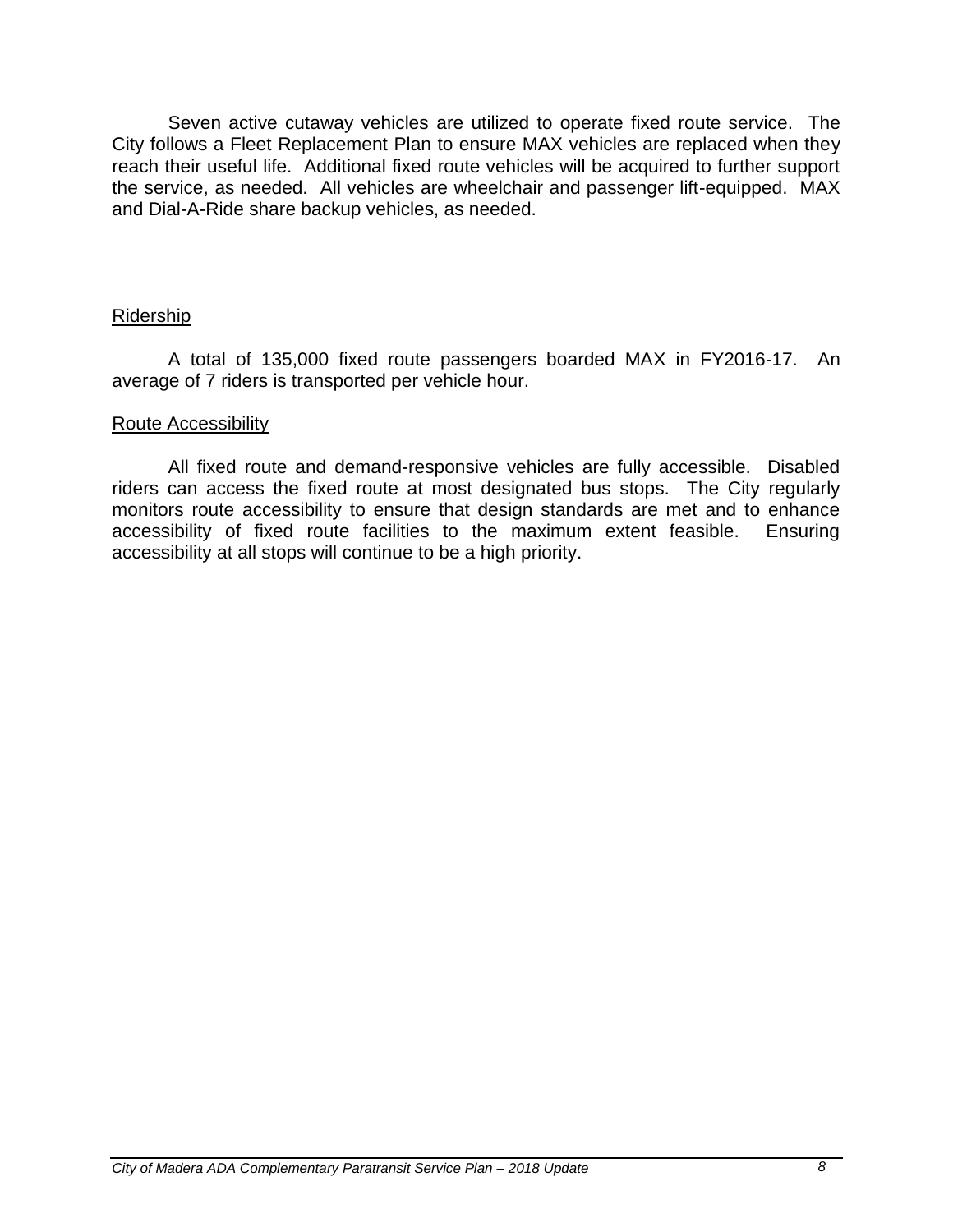Seven active cutaway vehicles are utilized to operate fixed route service. The City follows a Fleet Replacement Plan to ensure MAX vehicles are replaced when they reach their useful life. Additional fixed route vehicles will be acquired to further support the service, as needed. All vehicles are wheelchair and passenger lift-equipped. MAX and Dial-A-Ride share backup vehicles, as needed.

### Ridership

A total of 135,000 fixed route passengers boarded MAX in FY2016-17. An average of 7 riders is transported per vehicle hour.

### Route Accessibility

All fixed route and demand-responsive vehicles are fully accessible. Disabled riders can access the fixed route at most designated bus stops. The City regularly monitors route accessibility to ensure that design standards are met and to enhance accessibility of fixed route facilities to the maximum extent feasible. Ensuring accessibility at all stops will continue to be a high priority.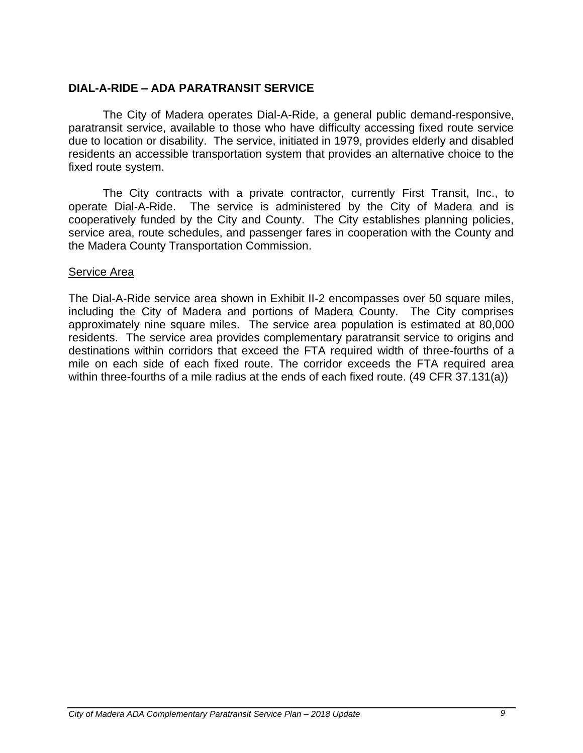## DIAL-A-RIDE – ADA PARATRANSIT SERVICE

The City of Madera operates Dial-A-Ride, a general public demand-responsive, paratransit service, available to those who have difficulty accessing fixed route service due to location or disability. The service, initiated in 1979, provides elderly and disabled residents an accessible transportation system that provides an alternative choice to the fixed route system.

The City contracts with a private contractor, currently First Transit, Inc., to operate Dial-A-Ride. The service is administered by the City of Madera and is cooperatively funded by the City and County. The City establishes planning policies, service area, route schedules, and passenger fares in cooperation with the County and the Madera County Transportation Commission.

<u>Service Area</u>

The Dial-A-Ride service area shown in Exhibit II-2 encompasses over 50 square miles, including the City of Madera and portions of Madera County. The City comprises approximately nine square miles. The service area population is estimated at 80,000 residents. The service area provides complementary paratransit service to origins and destinations within corridors that exceed the FTA required width of three-fourths of a mile on each side of each fixed route. The corridor exceeds the FTA required area within three-fourths of a mile radius at the ends of each fixed route. (49 CFR 37.131(a))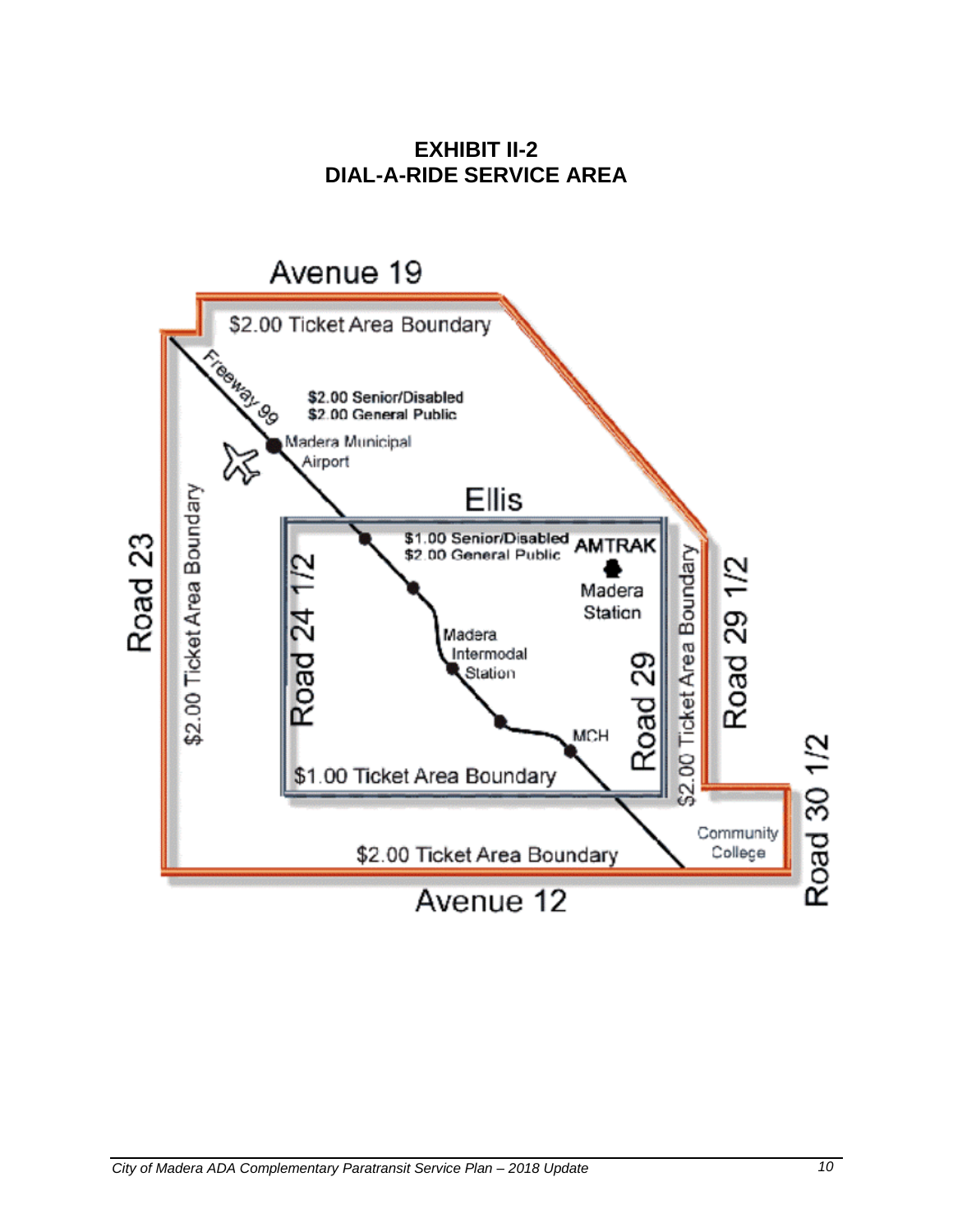**EXHIBIT II-2**
**DIAL-A-RIDE SERVICE AREA**

Avenue 19

$2.00 Ticket Area Boundary

Freeway 99

**$2.00 Senior/Disabled**
**$2.00 General Public**

Madera Municipal Airport

Ellis

**$1.00 Senior/Disabled**
**$2.00 General Public**

**AMTRAK**

Madera Station

Road 23

$2.00 Ticket Area Boundary

Road 24 1/2

Madera Intermodal Station

MCH

Road 29

$2.00 Ticket Area Boundary

Road 29 1/2

$1.00 Ticket Area Boundary

Community College

Road 30 1/2

$2.00 Ticket Area Boundary

Avenue 12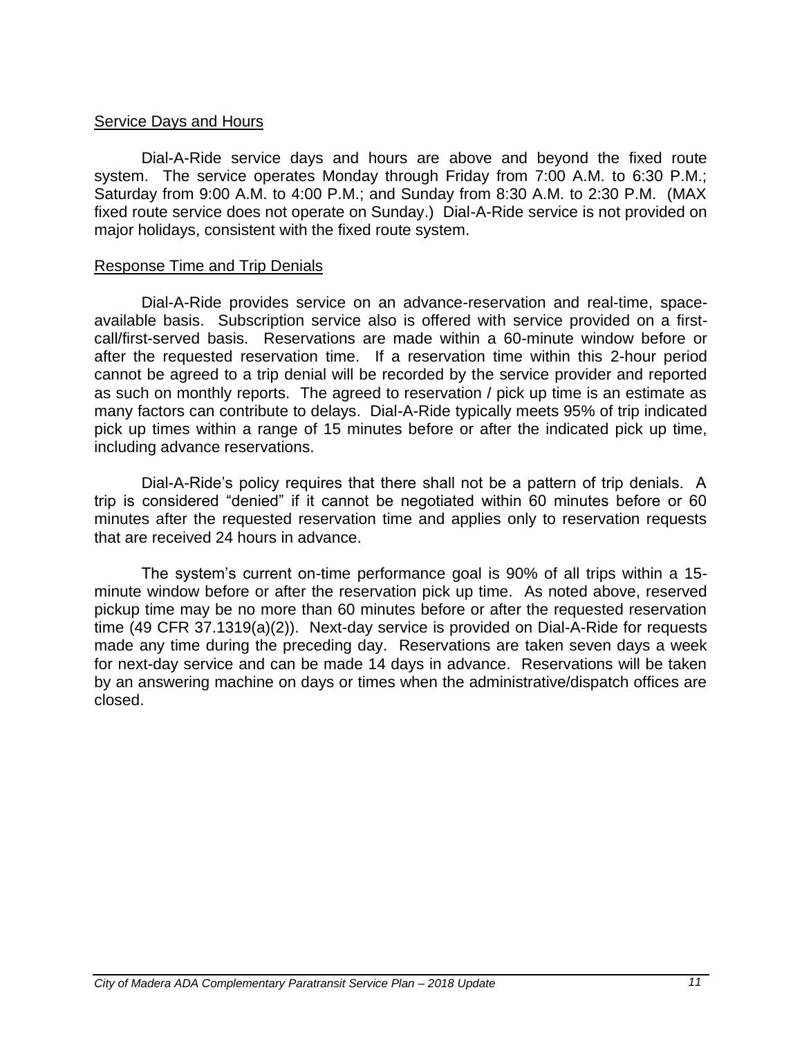## Service Days and Hours

Dial-A-Ride service days and hours are above and beyond the fixed route system. The service operates Monday through Friday from 7:00 A.M. to 6:30 P.M.; Saturday from 9:00 A.M. to 4:00 P.M.; and Sunday from 8:30 A.M. to 2:30 P.M. (MAX fixed route service does not operate on Sunday.) Dial-A-Ride service is not provided on major holidays, consistent with the fixed route system.

## Response Time and Trip Denials

Dial-A-Ride provides service on an advance-reservation and real-time, space-available basis. Subscription service also is offered with service provided on a first-call/first-served basis. Reservations are made within a 60-minute window before or after the requested reservation time. If a reservation time within this 2-hour period cannot be agreed to a trip denial will be recorded by the service provider and reported as such on monthly reports. The agreed to reservation / pick up time is an estimate as many factors can contribute to delays. Dial-A-Ride typically meets 95% of trip indicated pick up times within a range of 15 minutes before or after the indicated pick up time, including advance reservations.

Dial-A-Ride's policy requires that there shall not be a pattern of trip denials. A trip is considered "denied" if it cannot be negotiated within 60 minutes before or 60 minutes after the requested reservation time and applies only to reservation requests that are received 24 hours in advance.

The system's current on-time performance goal is 90% of all trips within a 15-minute window before or after the reservation pick up time. As noted above, reserved pickup time may be no more than 60 minutes before or after the requested reservation time (49 CFR 37.1319(a)(2)). Next-day service is provided on Dial-A-Ride for requests made any time during the preceding day. Reservations are taken seven days a week for next-day service and can be made 14 days in advance. Reservations will be taken by an answering machine on days or times when the administrative/dispatch offices are closed.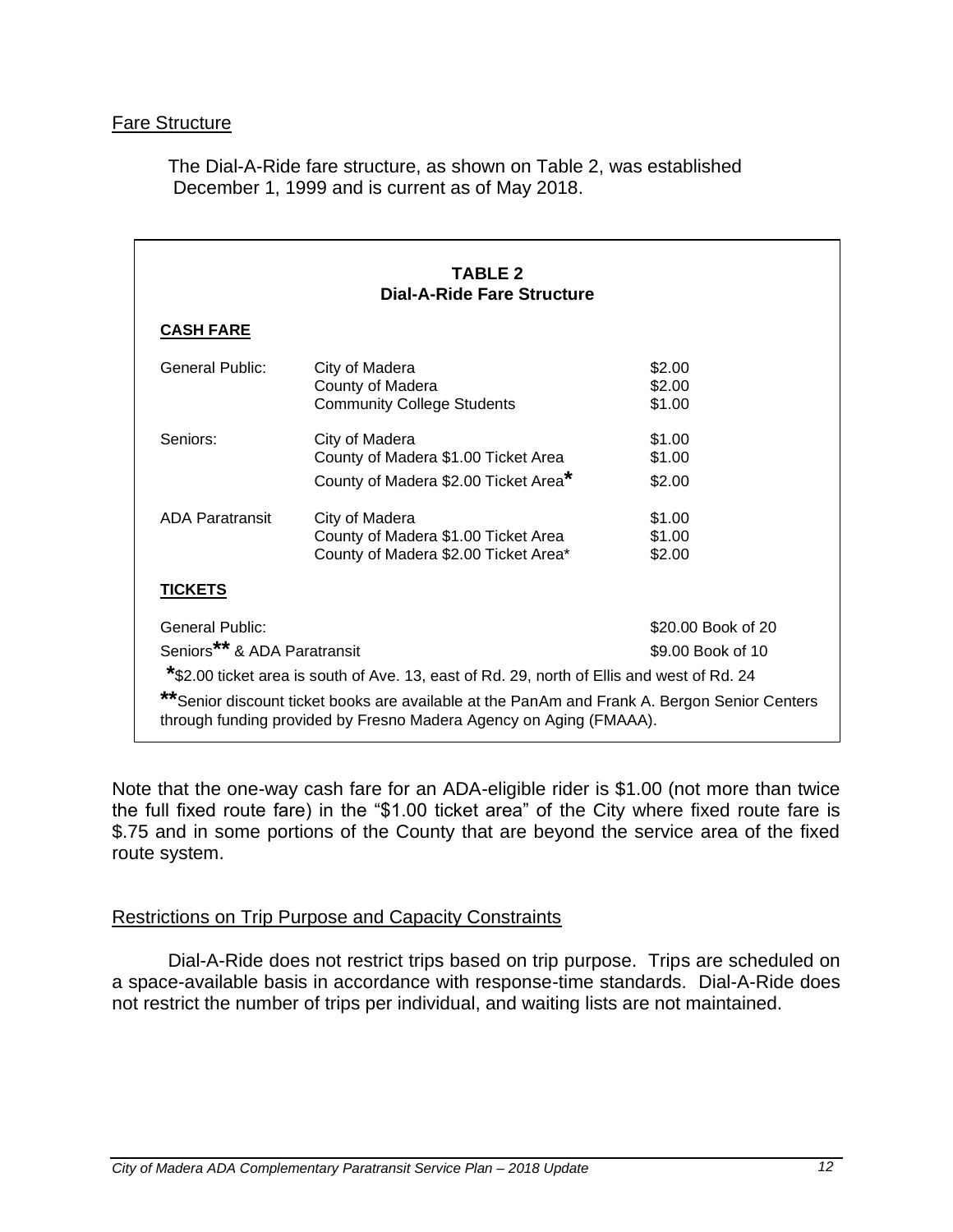## Fare Structure

The Dial-A-Ride fare structure, as shown on Table 2, was established December 1, 1999 and is current as of May 2018.

**TABLE 2**
**Dial-A-Ride Fare Structure**

| **CASH FARE** | | |
|---|---|---|
| General Public: | City of Madera | $2.00 |
| | County of Madera | $2.00 |
| | Community College Students | $1.00 |
| Seniors: | City of Madera | $1.00 |
| | County of Madera $1.00 Ticket Area | $1.00 |
| | County of Madera $2.00 Ticket Area* | $2.00 |
| ADA Paratransit | City of Madera | $1.00 |
| | County of Madera $1.00 Ticket Area | $1.00 |
| | County of Madera $2.00 Ticket Area* | $2.00 |
| **TICKETS** | | |
| General Public: | | $20.00 Book of 20 |
| Seniors** & ADA Paratransit | | $9.00 Book of 10 |

*$2.00 ticket area is south of Ave. 13, east of Rd. 29, north of Ellis and west of Rd. 24

**Senior discount ticket books are available at the PanAm and Frank A. Bergon Senior Centers through funding provided by Fresno Madera Agency on Aging (FMAAA).

Note that the one-way cash fare for an ADA-eligible rider is $1.00 (not more than twice the full fixed route fare) in the "$1.00 ticket area" of the City where fixed route fare is $.75 and in some portions of the County that are beyond the service area of the fixed route system.

## Restrictions on Trip Purpose and Capacity Constraints

Dial-A-Ride does not restrict trips based on trip purpose. Trips are scheduled on a space-available basis in accordance with response-time standards. Dial-A-Ride does not restrict the number of trips per individual, and waiting lists are not maintained.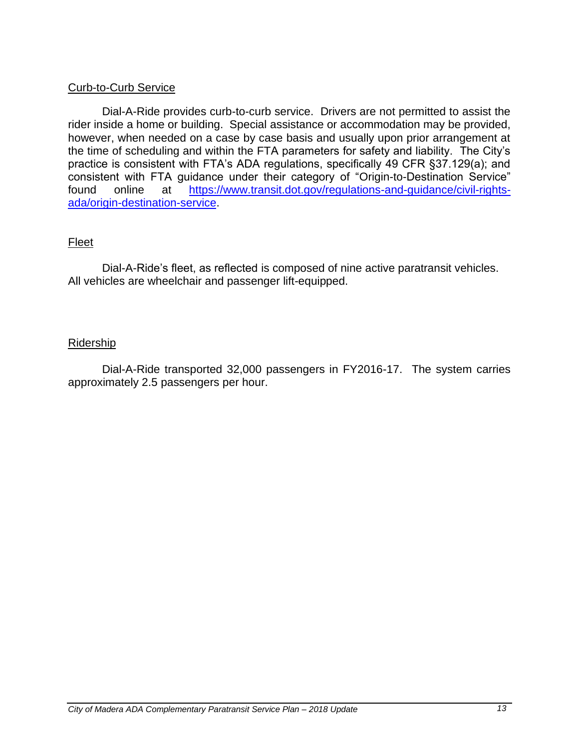Curb-to-Curb Service

Dial-A-Ride provides curb-to-curb service. Drivers are not permitted to assist the rider inside a home or building. Special assistance or accommodation may be provided, however, when needed on a case by case basis and usually upon prior arrangement at the time of scheduling and within the FTA parameters for safety and liability. The City's practice is consistent with FTA's ADA regulations, specifically 49 CFR §37.129(a); and consistent with FTA guidance under their category of "Origin-to-Destination Service" found online at [https://www.transit.dot.gov/regulations-and-guidance/civil-rights-ada/origin-destination-service](https://www.transit.dot.gov/regulations-and-guidance/civil-rights-ada/origin-destination-service).

Fleet

Dial-A-Ride's fleet, as reflected is composed of nine active paratransit vehicles. All vehicles are wheelchair and passenger lift-equipped.

Ridership

Dial-A-Ride transported 32,000 passengers in FY2016-17. The system carries approximately 2.5 passengers per hour.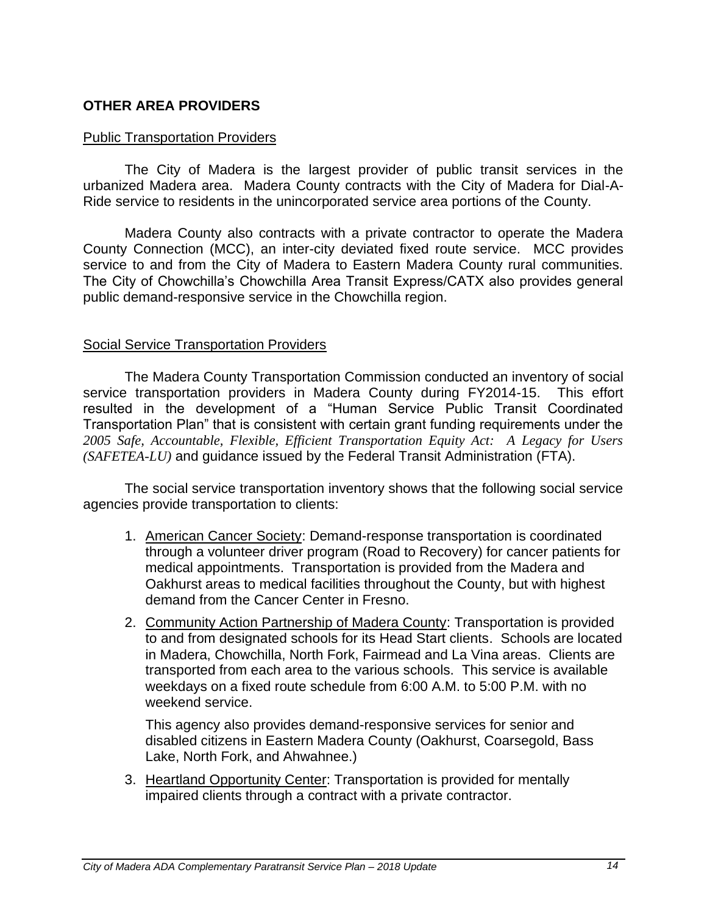## OTHER AREA PROVIDERS

### Public Transportation Providers

The City of Madera is the largest provider of public transit services in the urbanized Madera area. Madera County contracts with the City of Madera for Dial-A-Ride service to residents in the unincorporated service area portions of the County.

Madera County also contracts with a private contractor to operate the Madera County Connection (MCC), an inter-city deviated fixed route service. MCC provides service to and from the City of Madera to Eastern Madera County rural communities. The City of Chowchilla's Chowchilla Area Transit Express/CATX also provides general public demand-responsive service in the Chowchilla region.

### Social Service Transportation Providers

The Madera County Transportation Commission conducted an inventory of social service transportation providers in Madera County during FY2014-15. This effort resulted in the development of a "Human Service Public Transit Coordinated Transportation Plan" that is consistent with certain grant funding requirements under the *2005 Safe, Accountable, Flexible, Efficient Transportation Equity Act: A Legacy for Users (SAFETEA-LU)* and guidance issued by the Federal Transit Administration (FTA).

The social service transportation inventory shows that the following social service agencies provide transportation to clients:

1. American Cancer Society: Demand-response transportation is coordinated through a volunteer driver program (Road to Recovery) for cancer patients for medical appointments. Transportation is provided from the Madera and Oakhurst areas to medical facilities throughout the County, but with highest demand from the Cancer Center in Fresno.

2. Community Action Partnership of Madera County: Transportation is provided to and from designated schools for its Head Start clients. Schools are located in Madera, Chowchilla, North Fork, Fairmead and La Vina areas. Clients are transported from each area to the various schools. This service is available weekdays on a fixed route schedule from 6:00 A.M. to 5:00 P.M. with no weekend service.

   This agency also provides demand-responsive services for senior and disabled citizens in Eastern Madera County (Oakhurst, Coarsegold, Bass Lake, North Fork, and Ahwahnee.)

3. Heartland Opportunity Center: Transportation is provided for mentally impaired clients through a contract with a private contractor.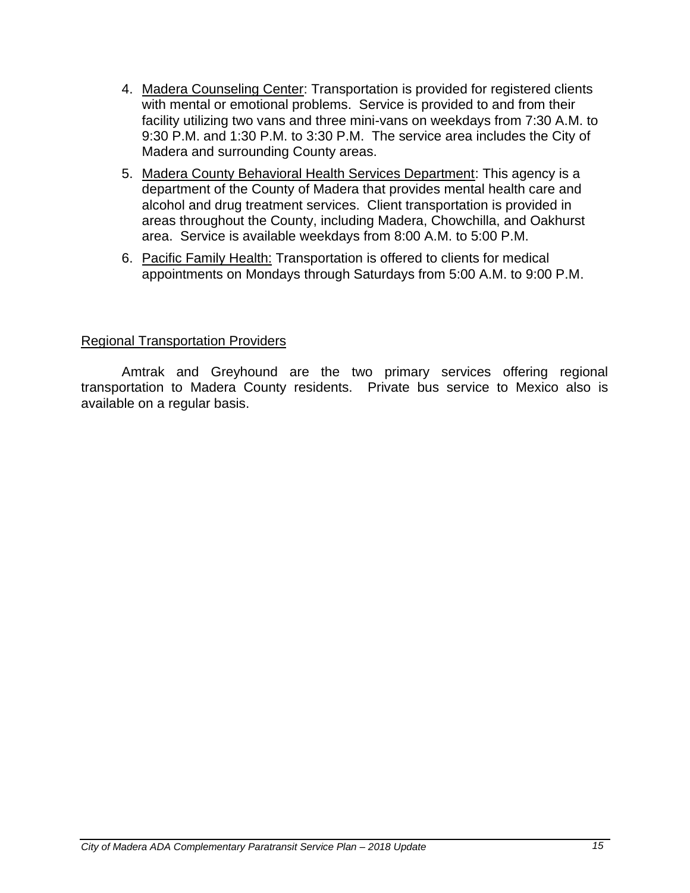4. Madera Counseling Center: Transportation is provided for registered clients with mental or emotional problems. Service is provided to and from their facility utilizing two vans and three mini-vans on weekdays from 7:30 A.M. to 9:30 P.M. and 1:30 P.M. to 3:30 P.M. The service area includes the City of Madera and surrounding County areas.
5. Madera County Behavioral Health Services Department: This agency is a department of the County of Madera that provides mental health care and alcohol and drug treatment services. Client transportation is provided in areas throughout the County, including Madera, Chowchilla, and Oakhurst area. Service is available weekdays from 8:00 A.M. to 5:00 P.M.
6. Pacific Family Health: Transportation is offered to clients for medical appointments on Mondays through Saturdays from 5:00 A.M. to 9:00 P.M.

## Regional Transportation Providers

Amtrak and Greyhound are the two primary services offering regional transportation to Madera County residents. Private bus service to Mexico also is available on a regular basis.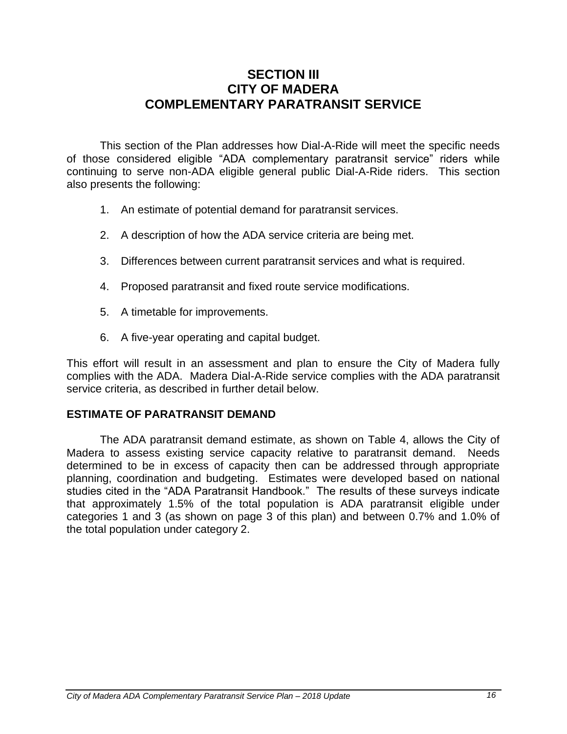# SECTION III
# CITY OF MADERA
# COMPLEMENTARY PARATRANSIT SERVICE

This section of the Plan addresses how Dial-A-Ride will meet the specific needs of those considered eligible "ADA complementary paratransit service" riders while continuing to serve non-ADA eligible general public Dial-A-Ride riders. This section also presents the following:

1. An estimate of potential demand for paratransit services.
2. A description of how the ADA service criteria are being met.
3. Differences between current paratransit services and what is required.
4. Proposed paratransit and fixed route service modifications.
5. A timetable for improvements.
6. A five-year operating and capital budget.

This effort will result in an assessment and plan to ensure the City of Madera fully complies with the ADA. Madera Dial-A-Ride service complies with the ADA paratransit service criteria, as described in further detail below.

## ESTIMATE OF PARATRANSIT DEMAND

The ADA paratransit demand estimate, as shown on Table 4, allows the City of Madera to assess existing service capacity relative to paratransit demand. Needs determined to be in excess of capacity then can be addressed through appropriate planning, coordination and budgeting. Estimates were developed based on national studies cited in the "ADA Paratransit Handbook." The results of these surveys indicate that approximately 1.5% of the total population is ADA paratransit eligible under categories 1 and 3 (as shown on page 3 of this plan) and between 0.7% and 1.0% of the total population under category 2.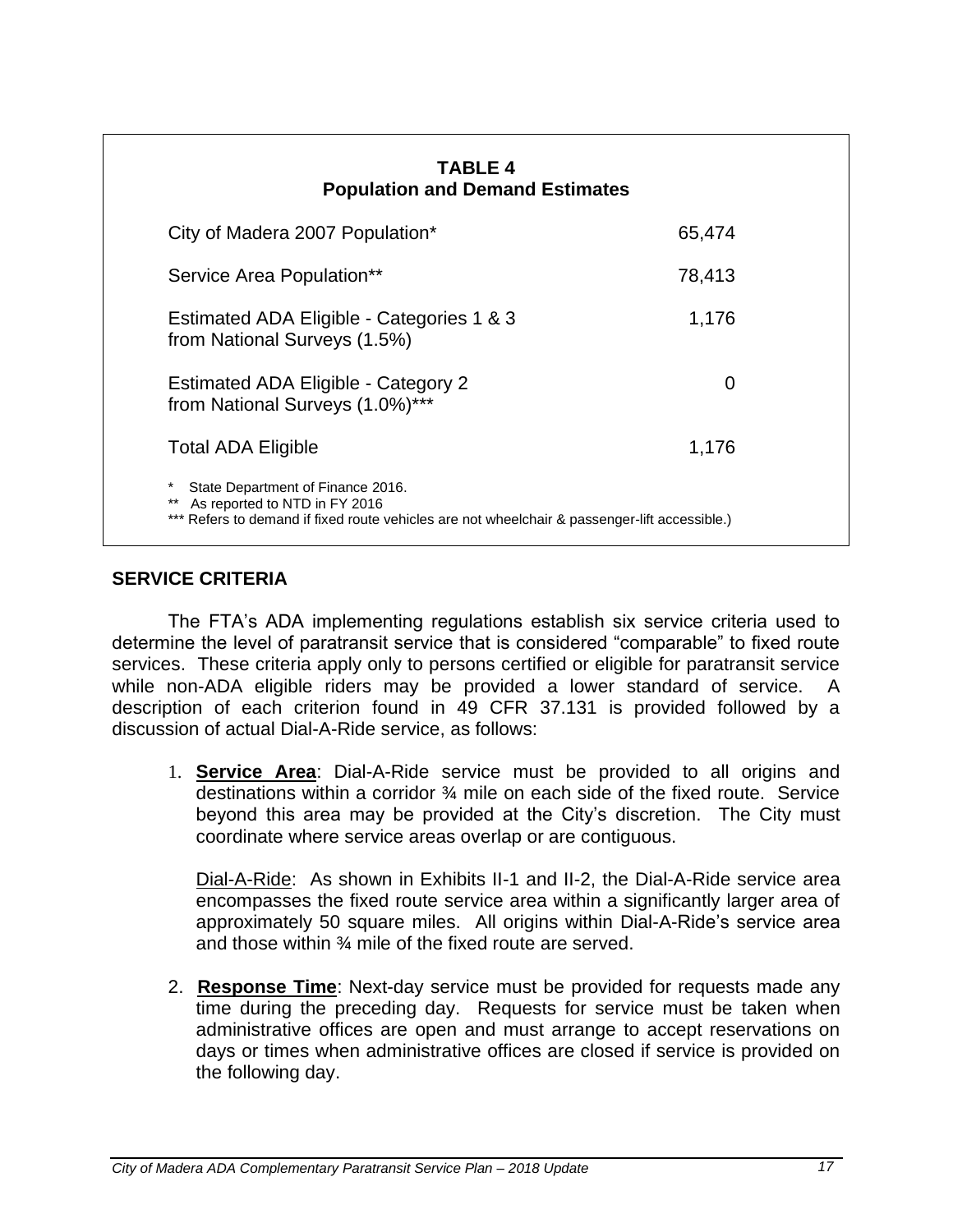**TABLE 4**
**Population and Demand Estimates**

| | |
|---|---|
| City of Madera 2007 Population* | 65,474 |
| Service Area Population** | 78,413 |
| Estimated ADA Eligible - Categories 1 & 3 from National Surveys (1.5%) | 1,176 |
| Estimated ADA Eligible - Category 2 from National Surveys (1.0%)*** | 0 |
| Total ADA Eligible | 1,176 |

\* State Department of Finance 2016.
\*\* As reported to NTD in FY 2016
\*\*\* Refers to demand if fixed route vehicles are not wheelchair & passenger-lift accessible.)

## SERVICE CRITERIA

The FTA's ADA implementing regulations establish six service criteria used to determine the level of paratransit service that is considered "comparable" to fixed route services. These criteria apply only to persons certified or eligible for paratransit service while non-ADA eligible riders may be provided a lower standard of service. A description of each criterion found in 49 CFR 37.131 is provided followed by a discussion of actual Dial-A-Ride service, as follows:

1. **Service Area**: Dial-A-Ride service must be provided to all origins and destinations within a corridor ¾ mile on each side of the fixed route. Service beyond this area may be provided at the City's discretion. The City must coordinate where service areas overlap or are contiguous.

   Dial-A-Ride: As shown in Exhibits II-1 and II-2, the Dial-A-Ride service area encompasses the fixed route service area within a significantly larger area of approximately 50 square miles. All origins within Dial-A-Ride's service area and those within ¾ mile of the fixed route are served.

2. **Response Time**: Next-day service must be provided for requests made any time during the preceding day. Requests for service must be taken when administrative offices are open and must arrange to accept reservations on days or times when administrative offices are closed if service is provided on the following day.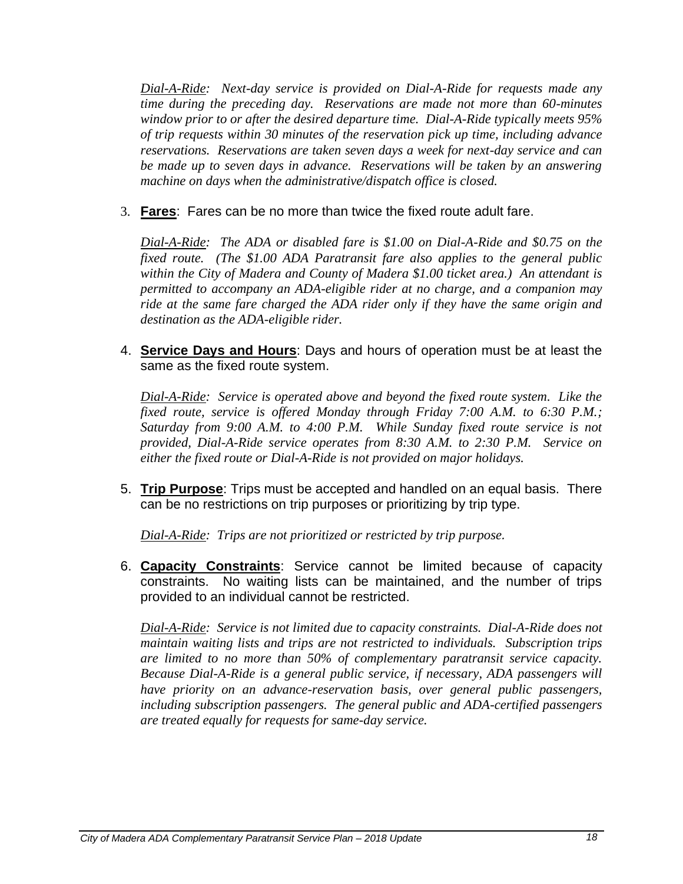*Dial-A-Ride: Next-day service is provided on Dial-A-Ride for requests made any time during the preceding day. Reservations are made not more than 60-minutes window prior to or after the desired departure time. Dial-A-Ride typically meets 95% of trip requests within 30 minutes of the reservation pick up time, including advance reservations. Reservations are taken seven days a week for next-day service and can be made up to seven days in advance. Reservations will be taken by an answering machine on days when the administrative/dispatch office is closed.*

3. **Fares**: Fares can be no more than twice the fixed route adult fare.

   *Dial-A-Ride: The ADA or disabled fare is $1.00 on Dial-A-Ride and $0.75 on the fixed route. (The $1.00 ADA Paratransit fare also applies to the general public within the City of Madera and County of Madera $1.00 ticket area.) An attendant is permitted to accompany an ADA-eligible rider at no charge, and a companion may ride at the same fare charged the ADA rider only if they have the same origin and destination as the ADA-eligible rider.*

4. **Service Days and Hours**: Days and hours of operation must be at least the same as the fixed route system.

   *Dial-A-Ride: Service is operated above and beyond the fixed route system. Like the fixed route, service is offered Monday through Friday 7:00 A.M. to 6:30 P.M.; Saturday from 9:00 A.M. to 4:00 P.M. While Sunday fixed route service is not provided, Dial-A-Ride service operates from 8:30 A.M. to 2:30 P.M. Service on either the fixed route or Dial-A-Ride is not provided on major holidays.*

5. **Trip Purpose**: Trips must be accepted and handled on an equal basis. There can be no restrictions on trip purposes or prioritizing by trip type.

   *Dial-A-Ride: Trips are not prioritized or restricted by trip purpose.*

6. **Capacity Constraints**: Service cannot be limited because of capacity constraints. No waiting lists can be maintained, and the number of trips provided to an individual cannot be restricted.

   *Dial-A-Ride: Service is not limited due to capacity constraints. Dial-A-Ride does not maintain waiting lists and trips are not restricted to individuals. Subscription trips are limited to no more than 50% of complementary paratransit service capacity. Because Dial-A-Ride is a general public service, if necessary, ADA passengers will have priority on an advance-reservation basis, over general public passengers, including subscription passengers. The general public and ADA-certified passengers are treated equally for requests for same-day service.*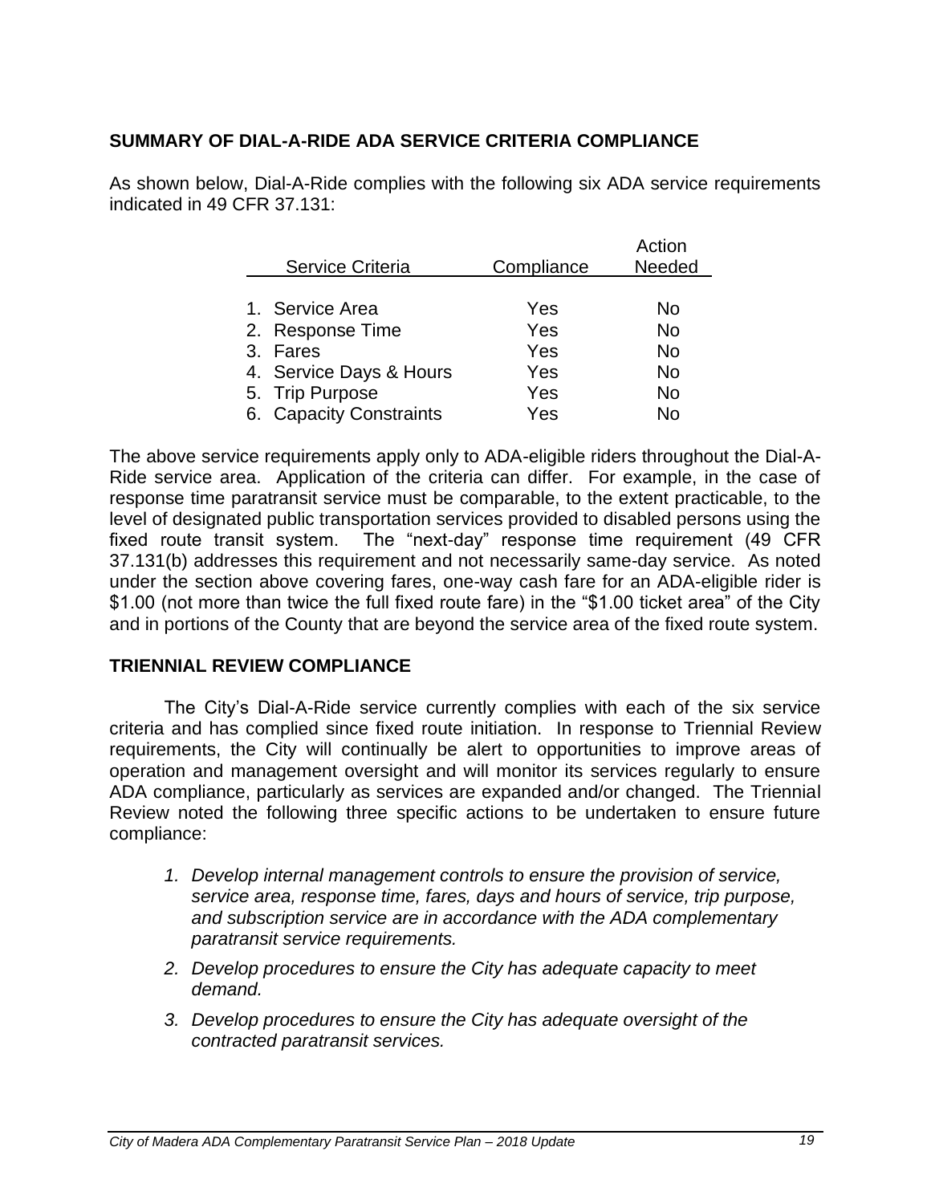## SUMMARY OF DIAL-A-RIDE ADA SERVICE CRITERIA COMPLIANCE

As shown below, Dial-A-Ride complies with the following six ADA service requirements indicated in 49 CFR 37.131:

| Service Criteria | Compliance | Action Needed |
|---|---|---|
| 1. Service Area | Yes | No |
| 2. Response Time | Yes | No |
| 3. Fares | Yes | No |
| 4. Service Days & Hours | Yes | No |
| 5. Trip Purpose | Yes | No |
| 6. Capacity Constraints | Yes | No |

The above service requirements apply only to ADA-eligible riders throughout the Dial-A-Ride service area. Application of the criteria can differ. For example, in the case of response time paratransit service must be comparable, to the extent practicable, to the level of designated public transportation services provided to disabled persons using the fixed route transit system. The "next-day" response time requirement (49 CFR 37.131(b) addresses this requirement and not necessarily same-day service. As noted under the section above covering fares, one-way cash fare for an ADA-eligible rider is $1.00 (not more than twice the full fixed route fare) in the "$1.00 ticket area" of the City and in portions of the County that are beyond the service area of the fixed route system.

## TRIENNIAL REVIEW COMPLIANCE

The City's Dial-A-Ride service currently complies with each of the six service criteria and has complied since fixed route initiation. In response to Triennial Review requirements, the City will continually be alert to opportunities to improve areas of operation and management oversight and will monitor its services regularly to ensure ADA compliance, particularly as services are expanded and/or changed. The Triennial Review noted the following three specific actions to be undertaken to ensure future compliance:

1. *Develop internal management controls to ensure the provision of service, service area, response time, fares, days and hours of service, trip purpose, and subscription service are in accordance with the ADA complementary paratransit service requirements.*
2. *Develop procedures to ensure the City has adequate capacity to meet demand.*
3. *Develop procedures to ensure the City has adequate oversight of the contracted paratransit services.*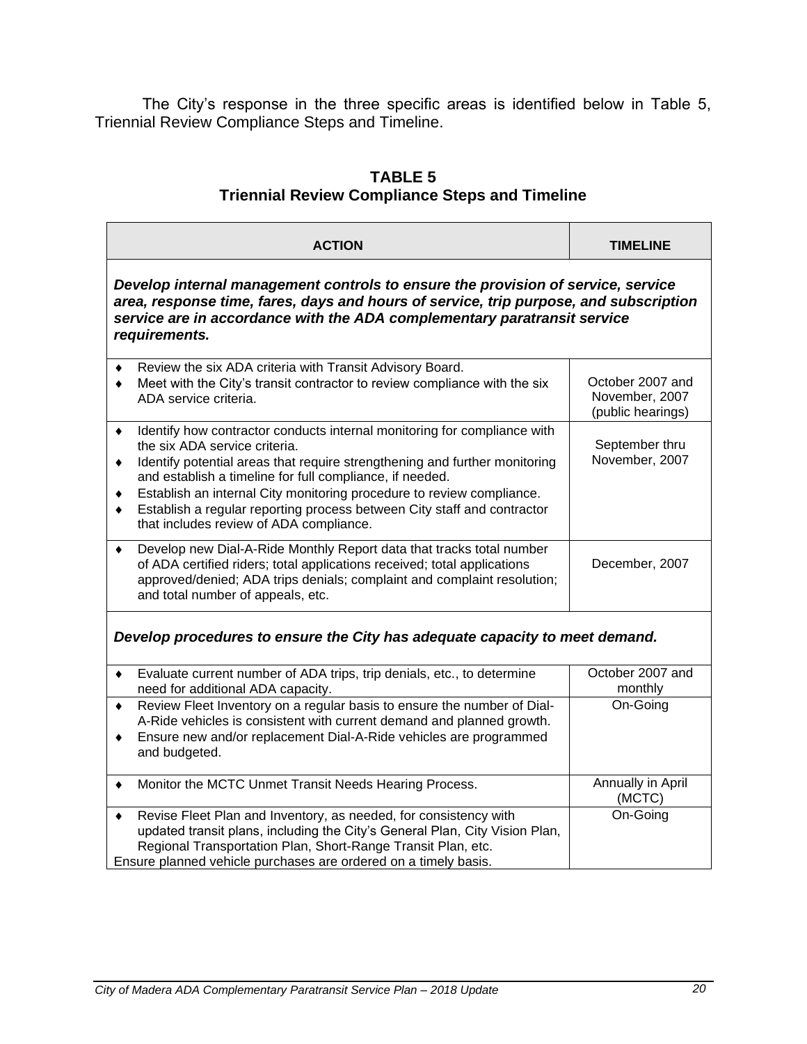The City's response in the three specific areas is identified below in Table 5, Triennial Review Compliance Steps and Timeline.

**TABLE 5**
**Triennial Review Compliance Steps and Timeline**

| ACTION | TIMELINE |
| --- | --- |
| ***Develop internal management controls to ensure the provision of service, service area, response time, fares, days and hours of service, trip purpose, and subscription service are in accordance with the ADA complementary paratransit service requirements.*** | |
| ♦ Review the six ADA criteria with Transit Advisory Board.<br>♦ Meet with the City's transit contractor to review compliance with the six ADA service criteria. | October 2007 and November, 2007 (public hearings) |
| ♦ Identify how contractor conducts internal monitoring for compliance with the six ADA service criteria.<br>♦ Identify potential areas that require strengthening and further monitoring and establish a timeline for full compliance, if needed.<br>♦ Establish an internal City monitoring procedure to review compliance.<br>♦ Establish a regular reporting process between City staff and contractor that includes review of ADA compliance. | September thru November, 2007 |
| ♦ Develop new Dial-A-Ride Monthly Report data that tracks total number of ADA certified riders; total applications received; total applications approved/denied; ADA trips denials; complaint and complaint resolution; and total number of appeals, etc. | December, 2007 |
| ***Develop procedures to ensure the City has adequate capacity to meet demand.*** | |
| ♦ Evaluate current number of ADA trips, trip denials, etc., to determine need for additional ADA capacity. | October 2007 and monthly |
| ♦ Review Fleet Inventory on a regular basis to ensure the number of Dial-A-Ride vehicles is consistent with current demand and planned growth.<br>♦ Ensure new and/or replacement Dial-A-Ride vehicles are programmed and budgeted. | On-Going |
| ♦ Monitor the MCTC Unmet Transit Needs Hearing Process. | Annually in April (MCTC) |
| ♦ Revise Fleet Plan and Inventory, as needed, for consistency with updated transit plans, including the City's General Plan, City Vision Plan, Regional Transportation Plan, Short-Range Transit Plan, etc.<br>Ensure planned vehicle purchases are ordered on a timely basis. | On-Going |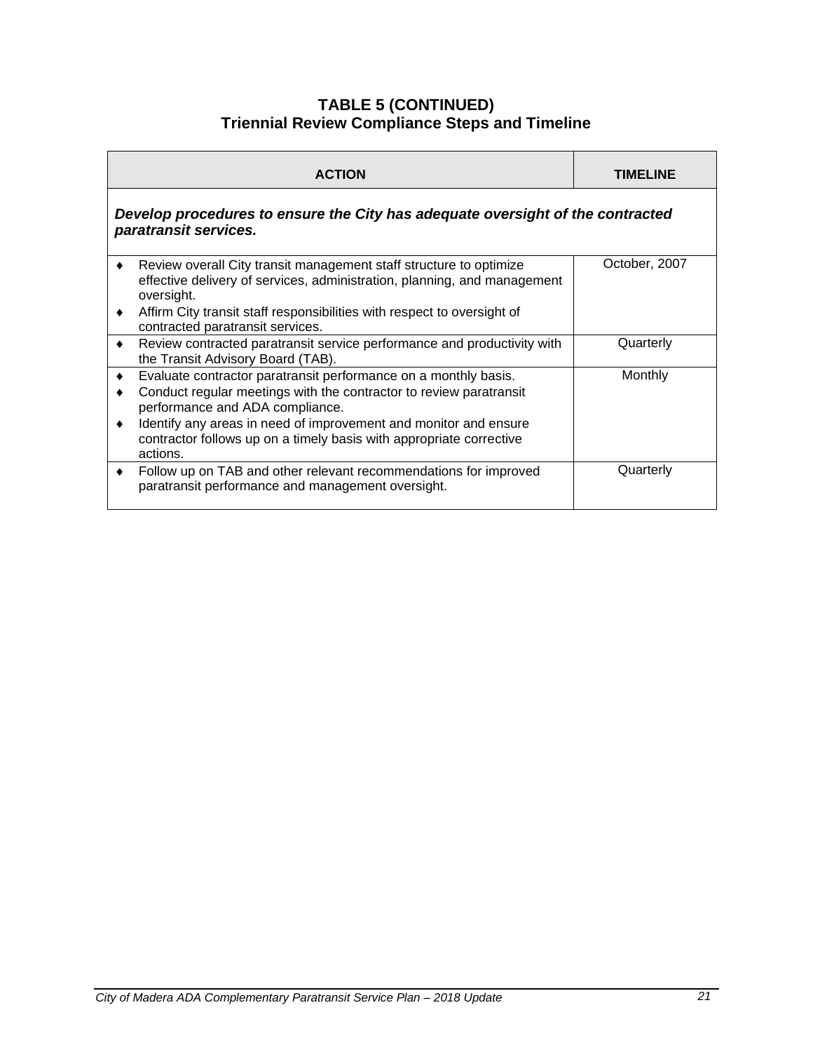### TABLE 5 (CONTINUED)
### Triennial Review Compliance Steps and Timeline

| ACTION | TIMELINE |
|---|---|
| ***Develop procedures to ensure the City has adequate oversight of the contracted paratransit services.*** | |
| ♦ Review overall City transit management staff structure to optimize effective delivery of services, administration, planning, and management oversight.<br>♦ Affirm City transit staff responsibilities with respect to oversight of contracted paratransit services. | October, 2007 |
| ♦ Review contracted paratransit service performance and productivity with the Transit Advisory Board (TAB). | Quarterly |
| ♦ Evaluate contractor paratransit performance on a monthly basis.<br>♦ Conduct regular meetings with the contractor to review paratransit performance and ADA compliance.<br>♦ Identify any areas in need of improvement and monitor and ensure contractor follows up on a timely basis with appropriate corrective actions. | Monthly |
| ♦ Follow up on TAB and other relevant recommendations for improved paratransit performance and management oversight. | Quarterly |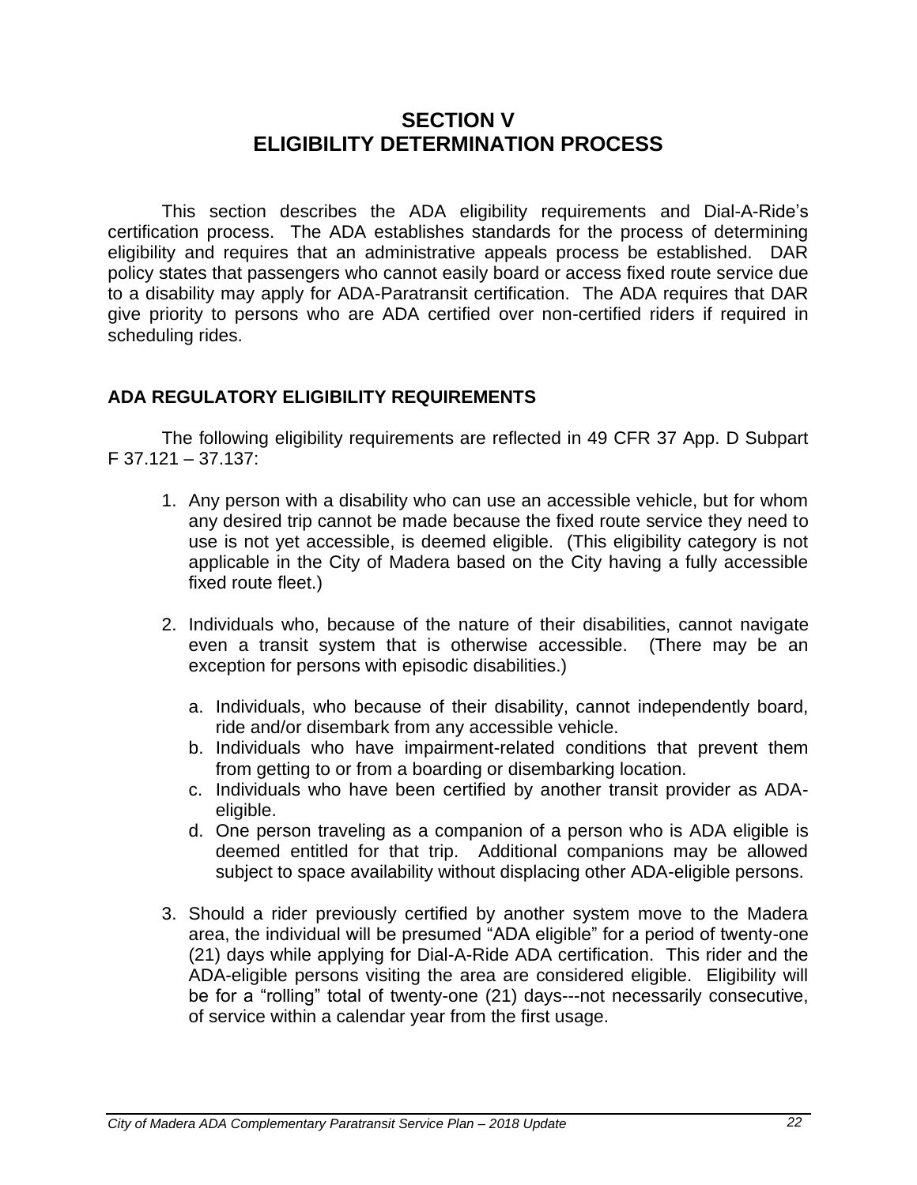# SECTION V
# ELIGIBILITY DETERMINATION PROCESS

This section describes the ADA eligibility requirements and Dial-A-Ride's certification process. The ADA establishes standards for the process of determining eligibility and requires that an administrative appeals process be established. DAR policy states that passengers who cannot easily board or access fixed route service due to a disability may apply for ADA-Paratransit certification. The ADA requires that DAR give priority to persons who are ADA certified over non-certified riders if required in scheduling rides.

## ADA REGULATORY ELIGIBILITY REQUIREMENTS

The following eligibility requirements are reflected in 49 CFR 37 App. D Subpart F 37.121 – 37.137:

1. Any person with a disability who can use an accessible vehicle, but for whom any desired trip cannot be made because the fixed route service they need to use is not yet accessible, is deemed eligible. (This eligibility category is not applicable in the City of Madera based on the City having a fully accessible fixed route fleet.)

2. Individuals who, because of the nature of their disabilities, cannot navigate even a transit system that is otherwise accessible. (There may be an exception for persons with episodic disabilities.)

   a. Individuals, who because of their disability, cannot independently board, ride and/or disembark from any accessible vehicle.
   b. Individuals who have impairment-related conditions that prevent them from getting to or from a boarding or disembarking location.
   c. Individuals who have been certified by another transit provider as ADA-eligible.
   d. One person traveling as a companion of a person who is ADA eligible is deemed entitled for that trip. Additional companions may be allowed subject to space availability without displacing other ADA-eligible persons.

3. Should a rider previously certified by another system move to the Madera area, the individual will be presumed "ADA eligible" for a period of twenty-one (21) days while applying for Dial-A-Ride ADA certification. This rider and the ADA-eligible persons visiting the area are considered eligible. Eligibility will be for a "rolling" total of twenty-one (21) days---not necessarily consecutive, of service within a calendar year from the first usage.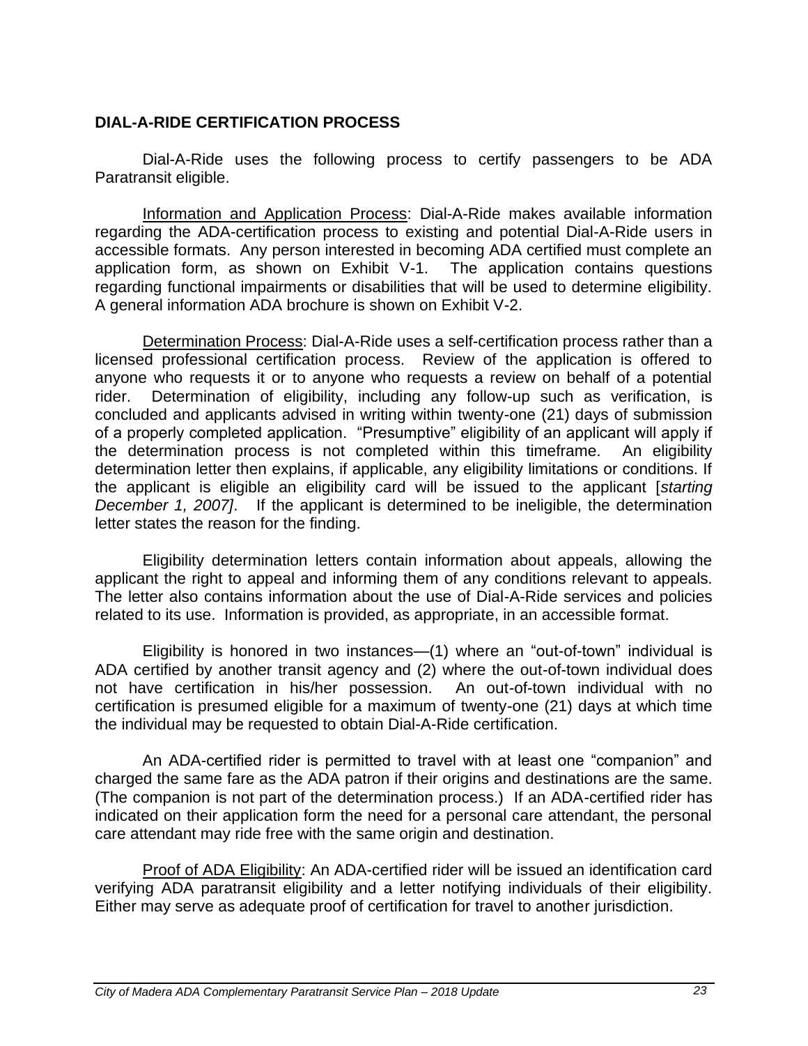## DIAL-A-RIDE CERTIFICATION PROCESS

Dial-A-Ride uses the following process to certify passengers to be ADA Paratransit eligible.

<u>Information and Application Process</u>: Dial-A-Ride makes available information regarding the ADA-certification process to existing and potential Dial-A-Ride users in accessible formats. Any person interested in becoming ADA certified must complete an application form, as shown on Exhibit V-1. The application contains questions regarding functional impairments or disabilities that will be used to determine eligibility. A general information ADA brochure is shown on Exhibit V-2.

<u>Determination Process</u>: Dial-A-Ride uses a self-certification process rather than a licensed professional certification process. Review of the application is offered to anyone who requests it or to anyone who requests a review on behalf of a potential rider. Determination of eligibility, including any follow-up such as verification, is concluded and applicants advised in writing within twenty-one (21) days of submission of a properly completed application. "Presumptive" eligibility of an applicant will apply if the determination process is not completed within this timeframe. An eligibility determination letter then explains, if applicable, any eligibility limitations or conditions. If the applicant is eligible an eligibility card will be issued to the applicant [*starting December 1, 2007]*. If the applicant is determined to be ineligible, the determination letter states the reason for the finding.

Eligibility determination letters contain information about appeals, allowing the applicant the right to appeal and informing them of any conditions relevant to appeals. The letter also contains information about the use of Dial-A-Ride services and policies related to its use. Information is provided, as appropriate, in an accessible format.

Eligibility is honored in two instances—(1) where an "out-of-town" individual is ADA certified by another transit agency and (2) where the out-of-town individual does not have certification in his/her possession. An out-of-town individual with no certification is presumed eligible for a maximum of twenty-one (21) days at which time the individual may be requested to obtain Dial-A-Ride certification.

An ADA-certified rider is permitted to travel with at least one "companion" and charged the same fare as the ADA patron if their origins and destinations are the same. (The companion is not part of the determination process.) If an ADA-certified rider has indicated on their application form the need for a personal care attendant, the personal care attendant may ride free with the same origin and destination.

<u>Proof of ADA Eligibility</u>: An ADA-certified rider will be issued an identification card verifying ADA paratransit eligibility and a letter notifying individuals of their eligibility. Either may serve as adequate proof of certification for travel to another jurisdiction.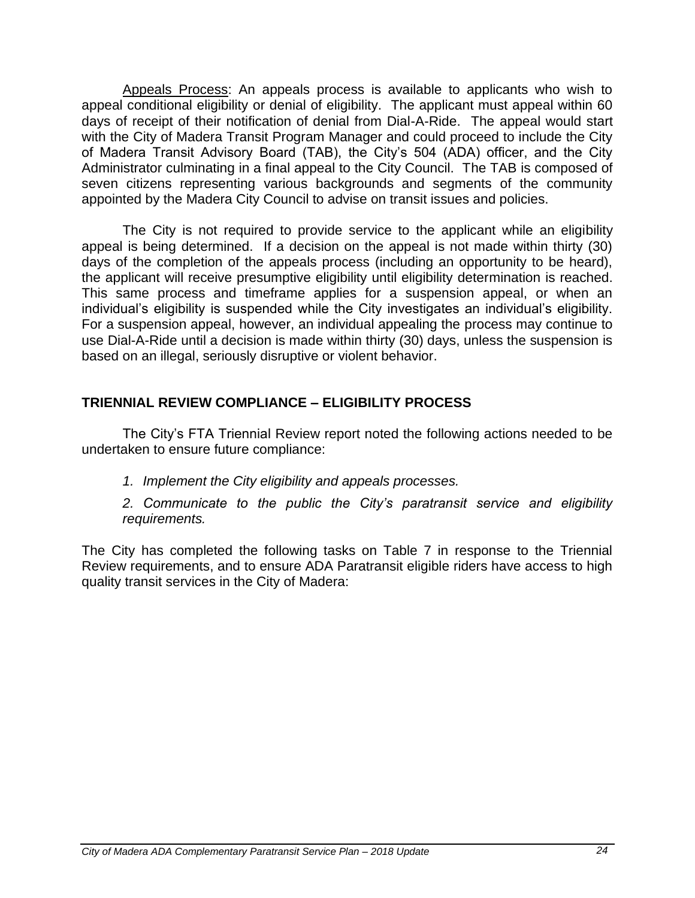Appeals Process: An appeals process is available to applicants who wish to appeal conditional eligibility or denial of eligibility. The applicant must appeal within 60 days of receipt of their notification of denial from Dial-A-Ride. The appeal would start with the City of Madera Transit Program Manager and could proceed to include the City of Madera Transit Advisory Board (TAB), the City's 504 (ADA) officer, and the City Administrator culminating in a final appeal to the City Council. The TAB is composed of seven citizens representing various backgrounds and segments of the community appointed by the Madera City Council to advise on transit issues and policies.

The City is not required to provide service to the applicant while an eligibility appeal is being determined. If a decision on the appeal is not made within thirty (30) days of the completion of the appeals process (including an opportunity to be heard), the applicant will receive presumptive eligibility until eligibility determination is reached. This same process and timeframe applies for a suspension appeal, or when an individual's eligibility is suspended while the City investigates an individual's eligibility. For a suspension appeal, however, an individual appealing the process may continue to use Dial-A-Ride until a decision is made within thirty (30) days, unless the suspension is based on an illegal, seriously disruptive or violent behavior.

## TRIENNIAL REVIEW COMPLIANCE – ELIGIBILITY PROCESS

The City's FTA Triennial Review report noted the following actions needed to be undertaken to ensure future compliance:

1. *Implement the City eligibility and appeals processes.*
2. *Communicate to the public the City's paratransit service and eligibility requirements.*

The City has completed the following tasks on Table 7 in response to the Triennial Review requirements, and to ensure ADA Paratransit eligible riders have access to high quality transit services in the City of Madera: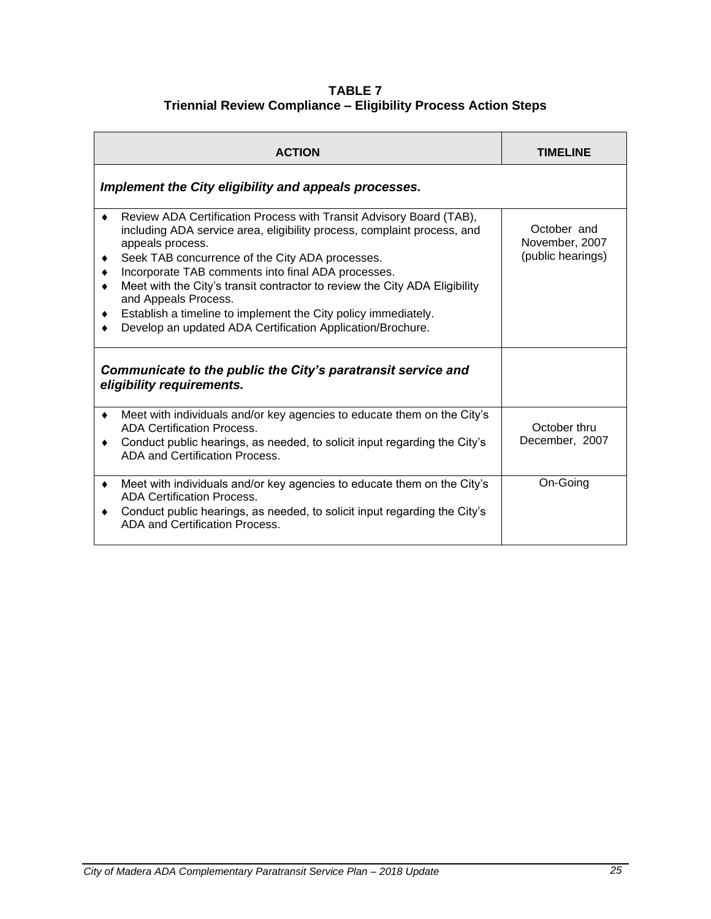**TABLE 7**
**Triennial Review Compliance – Eligibility Process Action Steps**

| ACTION | TIMELINE |
|---|---|
| ***Implement the City eligibility and appeals processes.*** | |
| ♦ Review ADA Certification Process with Transit Advisory Board (TAB), including ADA service area, eligibility process, complaint process, and appeals process.<br>♦ Seek TAB concurrence of the City ADA processes.<br>♦ Incorporate TAB comments into final ADA processes.<br>♦ Meet with the City's transit contractor to review the City ADA Eligibility and Appeals Process.<br>♦ Establish a timeline to implement the City policy immediately.<br>♦ Develop an updated ADA Certification Application/Brochure. | October and November, 2007 (public hearings) |
| ***Communicate to the public the City's paratransit service and eligibility requirements.*** | |
| ♦ Meet with individuals and/or key agencies to educate them on the City's ADA Certification Process.<br>♦ Conduct public hearings, as needed, to solicit input regarding the City's ADA and Certification Process. | October thru December, 2007 |
| ♦ Meet with individuals and/or key agencies to educate them on the City's ADA Certification Process.<br>♦ Conduct public hearings, as needed, to solicit input regarding the City's ADA and Certification Process. | On-Going |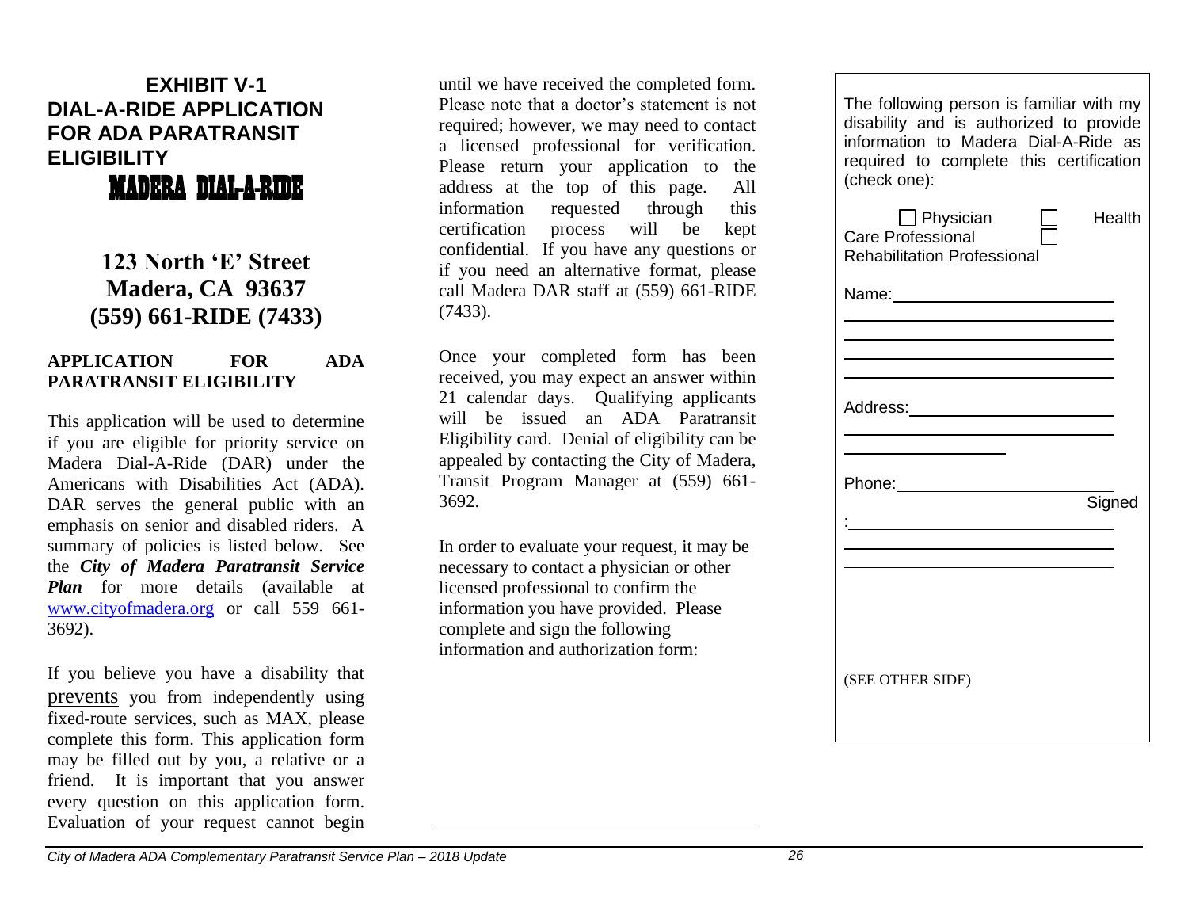# EXHIBIT V-1
# DIAL-A-RIDE APPLICATION FOR ADA PARATRANSIT ELIGIBILITY

## MADERA DIAL-A-RIDE

**123 North 'E' Street**
**Madera, CA 93637**
**(559) 661-RIDE (7433)**

**APPLICATION FOR ADA PARATRANSIT ELIGIBILITY**

This application will be used to determine if you are eligible for priority service on Madera Dial-A-Ride (DAR) under the Americans with Disabilities Act (ADA). DAR serves the general public with an emphasis on senior and disabled riders. A summary of policies is listed below. See the ***City of Madera Paratransit Service Plan*** for more details (available at www.cityofmadera.org or call 559 661-3692).

If you believe you have a disability that prevents you from independently using fixed-route services, such as MAX, please complete this form. This application form may be filled out by you, a relative or a friend. It is important that you answer every question on this application form. Evaluation of your request cannot begin until we have received the completed form. Please note that a doctor's statement is not required; however, we may need to contact a licensed professional for verification. Please return your application to the address at the top of this page. All information requested through this certification process will be kept confidential. If you have any questions or if you need an alternative format, please call Madera DAR staff at (559) 661-RIDE (7433).

Once your completed form has been received, you may expect an answer within 21 calendar days. Qualifying applicants will be issued an ADA Paratransit Eligibility card. Denial of eligibility can be appealed by contacting the City of Madera, Transit Program Manager at (559) 661-3692.

In order to evaluate your request, it may be necessary to contact a physician or other licensed professional to confirm the information you have provided. Please complete and sign the following information and authorization form:

\_\_\_\_\_\_\_\_\_\_\_\_\_\_\_\_\_\_\_\_\_\_\_\_\_\_\_\_\_\_\_\_\_\_\_\_

The following person is familiar with my disability and is authorized to provide information to Madera Dial-A-Ride as required to complete this certification (check one):

☐ Physician ☐ Health Care Professional ☐ Rehabilitation Professional

Name: \_\_\_\_\_\_\_\_\_\_\_\_\_\_\_\_\_\_\_\_\_\_\_\_\_\_\_\_

\_\_\_\_\_\_\_\_\_\_\_\_\_\_\_\_\_\_\_\_\_\_\_\_\_\_\_\_\_\_\_\_\_\_

\_\_\_\_\_\_\_\_\_\_\_\_\_\_\_\_\_\_\_\_\_\_\_\_\_\_\_\_\_\_\_\_\_\_

\_\_\_\_\_\_\_\_\_\_\_\_\_\_\_\_\_\_\_\_\_\_\_\_\_\_\_\_\_\_\_\_\_\_

\_\_\_\_\_\_\_\_\_\_\_\_\_\_\_\_\_\_\_\_\_\_\_\_\_\_\_\_\_\_\_\_\_\_

Address: \_\_\_\_\_\_\_\_\_\_\_\_\_\_\_\_\_\_\_\_\_\_\_\_\_\_\_\_

\_\_\_\_\_\_\_\_\_\_\_\_\_\_\_\_\_\_\_\_\_\_\_\_\_\_\_\_\_\_\_\_\_\_

\_\_\_\_\_\_\_\_\_\_\_\_\_\_\_\_\_\_\_\_

Phone: \_\_\_\_\_\_\_\_\_\_\_\_\_\_\_\_\_\_\_\_\_\_\_\_\_\_\_\_

Signed: \_\_\_\_\_\_\_\_\_\_\_\_\_\_\_\_\_\_\_\_\_\_\_\_\_\_\_\_

\_\_\_\_\_\_\_\_\_\_\_\_\_\_\_\_\_\_\_\_\_\_\_\_\_\_\_\_\_\_\_\_\_\_

\_\_\_\_\_\_\_\_\_\_\_\_\_\_\_\_\_\_\_\_\_\_\_\_\_\_\_\_\_\_\_\_\_\_

(SEE OTHER SIDE)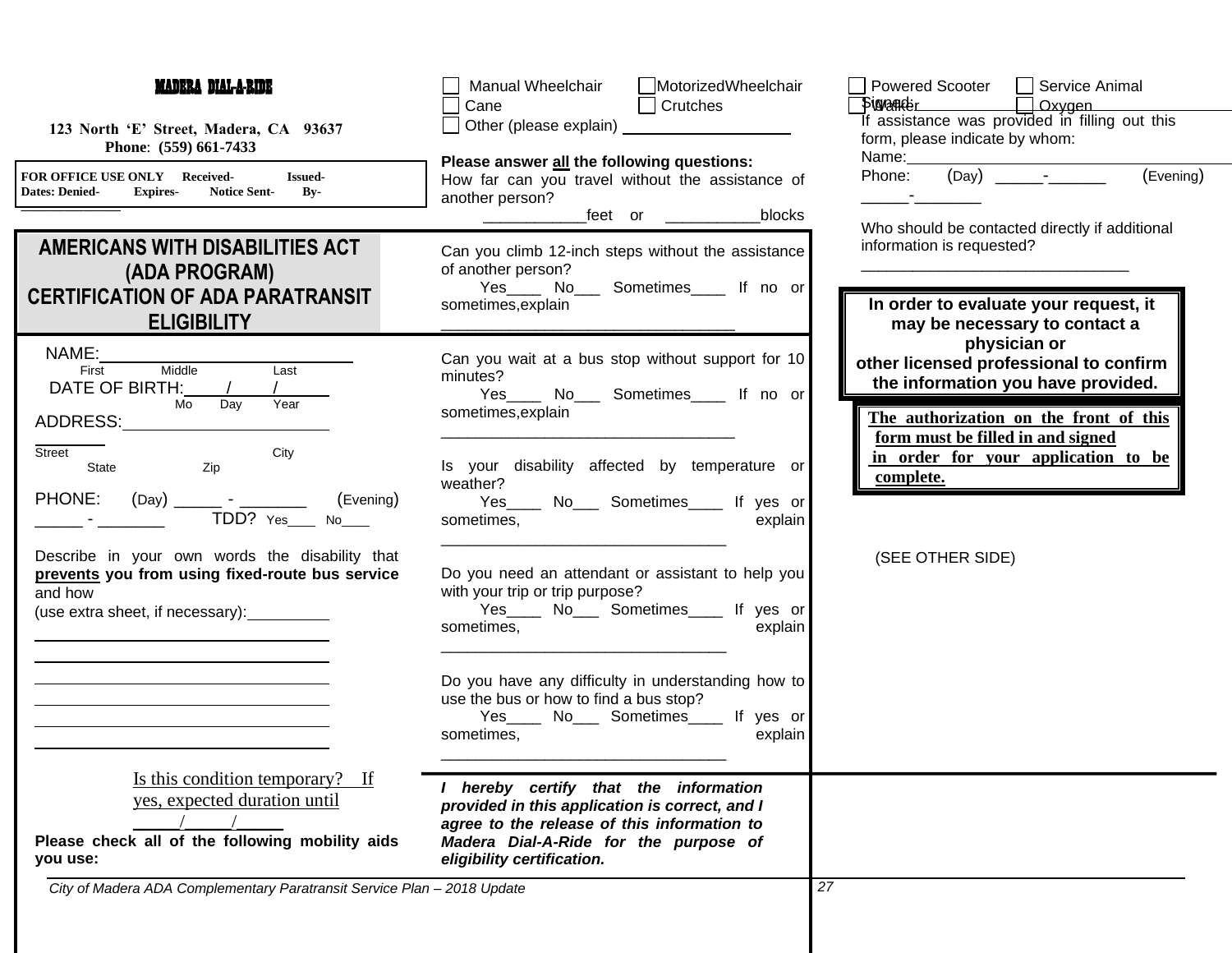**MADERA DIAL-A-RIDE**

123 North 'E' Street, Madera, CA 93637
Phone: (559) 661-7433

FOR OFFICE USE ONLY Received- Issued-
Dates: Denied- Expires- Notice Sent- By-
____________

# AMERICANS WITH DISABILITIES ACT (ADA PROGRAM)

# CERTIFICATION OF ADA PARATRANSIT ELIGIBILITY

NAME:______________________________
First Middle Last

DATE OF BIRTH:____/____/______
Mo Day Year

ADDRESS:________________________
________
Street City State Zip

PHONE: (Day) _____ - _______ (Evening) _____ - _______ TDD? Yes___ No___

Describe in your own words the disability that **prevents** **you from using fixed-route bus service** and how (use extra sheet, if necessary):__________

____________________________________
____________________________________
____________________________________
____________________________________
____________________________________
____________________________________

Is this condition temporary? If yes, expected duration until _____/_____/_____

**Please check all of the following mobility aids you use:**

- [ ] Manual Wheelchair
- [ ] MotorizedWheelchair
- [ ] Cane
- [ ] Crutches
- [ ] Other (please explain) ____________________

**Please answer all the following questions:**

How far can you travel without the assistance of another person?
___________feet or ___________blocks

Can you climb 12-inch steps without the assistance of another person?
Yes____ No___ Sometimes____ If no or sometimes,explain
_________________________________

Can you wait at a bus stop without support for 10 minutes?
Yes____ No___ Sometimes____ If no or sometimes,explain
_________________________________

Is your disability affected by temperature or weather?
Yes____ No___ Sometimes____ If yes or sometimes, explain
_________________________________

Do you need an attendant or assistant to help you with your trip or trip purpose?
Yes____ No___ Sometimes____ If yes or sometimes, explain
_________________________________

Do you have any difficulty in understanding how to use the bus or how to find a bus stop?
Yes____ No___ Sometimes____ If yes or sometimes, explain
_________________________________

***I hereby certify that the information provided in this application is correct, and I agree to the release of this information to Madera Dial-A-Ride for the purpose of eligibility certification.***

- [ ] Powered Scooter
- [ ] Service Animal
- [ ] Walker
- [ ] Oxygen

Signed:______________________________

If assistance was provided in filling out this form, please indicate by whom:
Name:______________________________
Phone: (Day) _____-______ (Evening) _____-_______

Who should be contacted directly if additional information is requested?
______________________________

**In order to evaluate your request, it may be necessary to contact a physician or other licensed professional to confirm the information you have provided.**

**The authorization on the front of this form must be filled in and signed in order for your application to be complete.**

(SEE OTHER SIDE)

*City of Madera ADA Complementary Paratransit Service Plan – 2018 Update*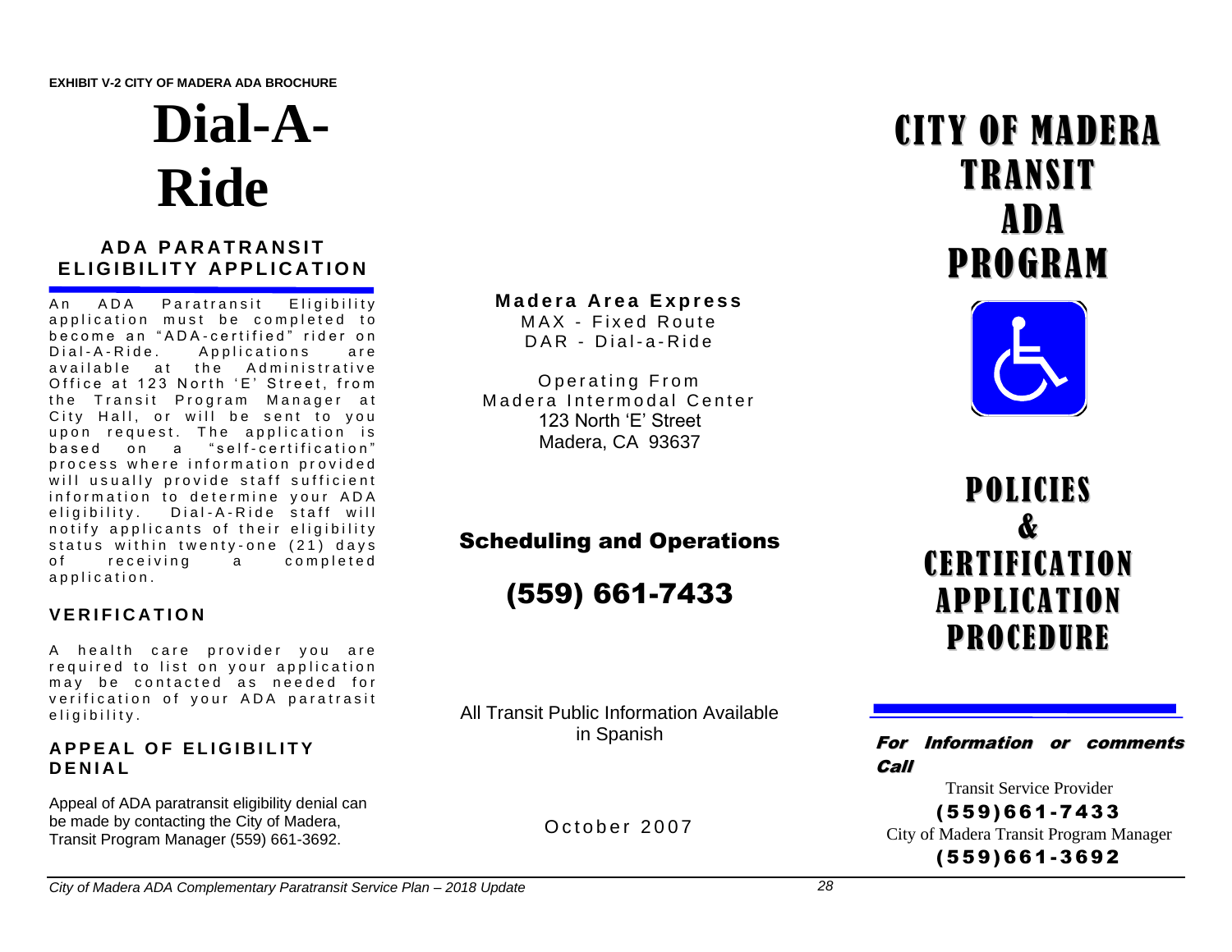**EXHIBIT V-2 CITY OF MADERA ADA BROCHURE**

# Dial-A-Ride

## ADA PARATRANSIT ELIGIBILITY APPLICATION

An ADA Paratransit Eligibility application must be completed to become an "ADA-certified" rider on Dial-A-Ride. Applications are available at the Administrative Office at 123 North 'E' Street, from the Transit Program Manager at City Hall, or will be sent to you upon request. The application is based on a "self-certification" process where information provided will usually provide staff sufficient information to determine your ADA eligibility. Dial-A-Ride staff will notify applicants of their eligibility status within twenty-one (21) days of receiving a completed application.

### VERIFICATION

A health care provider you are required to list on your application may be contacted as needed for verification of your ADA paratrasit eligibility.

### APPEAL OF ELIGIBILITY DENIAL

Appeal of ADA paratransit eligibility denial can be made by contacting the City of Madera, Transit Program Manager (559) 661-3692.

**Madera Area Express**
MAX - Fixed Route
DAR - Dial-a-Ride

Operating From
Madera Intermodal Center
123 North 'E' Street
Madera, CA 93637

## Scheduling and Operations

## (559) 661-7433

All Transit Public Information Available in Spanish

October 2007

# CITY OF MADERA TRANSIT ADA PROGRAM

# POLICIES & CERTIFICATION APPLICATION PROCEDURE

***For Information or comments Call***

Transit Service Provider
**(559)661-7433**
City of Madera Transit Program Manager
**(559)661-3692**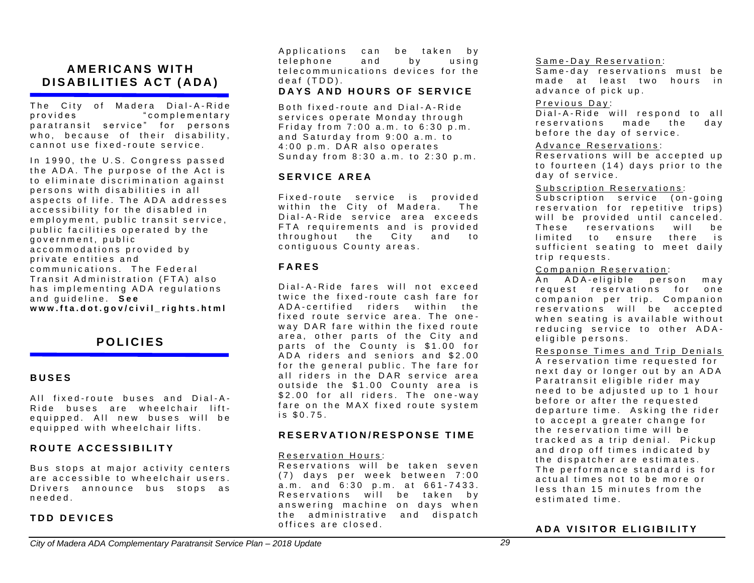## AMERICANS WITH DISABILITIES ACT (ADA)

The City of Madera Dial-A-Ride provides "complementary paratransit service" for persons who, because of their disability, cannot use fixed-route service.

In 1990, the U.S. Congress passed the ADA. The purpose of the Act is to eliminate discrimination against persons with disabilities in all aspects of life. The ADA addresses accessibility for the disabled in employment, public transit service, public facilities operated by the government, public accommodations provided by private entities and communications. The Federal Transit Administration (FTA) also has implementing ADA regulations and guideline. **See www.fta.dot.gov/civil_rights.html**

## POLICIES

### BUSES

All fixed-route buses and Dial-A-Ride buses are wheelchair lift-equipped. All new buses will be equipped with wheelchair lifts.

### ROUTE ACCESSIBILITY

Bus stops at major activity centers are accessible to wheelchair users. Drivers announce bus stops as needed.

### TDD DEVICES

Applications can be taken by telephone and by using telecommunications devices for the deaf (TDD).

### DAYS AND HOURS OF SERVICE

Both fixed-route and Dial-A-Ride services operate Monday through Friday from 7:00 a.m. to 6:30 p.m. and Saturday from 9:00 a.m. to 4:00 p.m. DAR also operates Sunday from 8:30 a.m. to 2:30 p.m.

### SERVICE AREA

Fixed-route service is provided within the City of Madera. The Dial-A-Ride service area exceeds FTA requirements and is provided throughout the City and to contiguous County areas.

### FARES

Dial-A-Ride fares will not exceed twice the fixed-route cash fare for ADA-certified riders within the fixed route service area. The one-way DAR fare within the fixed route area, other parts of the City and parts of the County is $1.00 for ADA riders and seniors and $2.00 for the general public. The fare for all riders in the DAR service area outside the $1.00 County area is $2.00 for all riders. The one-way fare on the MAX fixed route system is $0.75.

### RESERVATION/RESPONSE TIME

Reservation Hours:
Reservations will be taken seven (7) days per week between 7:00 a.m. and 6:30 p.m. at 661-7433. Reservations will be taken by answering machine on days when the administrative and dispatch offices are closed.

Same-Day Reservation:
Same-day reservations must be made at least two hours in advance of pick up.

Previous Day:
Dial-A-Ride will respond to all reservations made the day before the day of service.

Advance Reservations:
Reservations will be accepted up to fourteen (14) days prior to the day of service.

Subscription Reservations:
Subscription service (on-going reservation for repetitive trips) will be provided until canceled. These reservations will be limited to ensure there is sufficient seating to meet daily trip requests.

Companion Reservation:
An ADA-eligible person may request reservations for one companion per trip. Companion reservations will be accepted when seating is available without reducing service to other ADA-eligible persons.

Response Times and Trip Denials
A reservation time requested for next day or longer out by an ADA Paratransit eligible rider may need to be adjusted up to 1 hour before or after the requested departure time. Asking the rider to accept a greater change for the reservation time will be tracked as a trip denial. Pickup and drop off times indicated by the dispatcher are estimates. The performance standard is for actual times not to be more or less than 15 minutes from the estimated time.

### ADA VISITOR ELIGIBILITY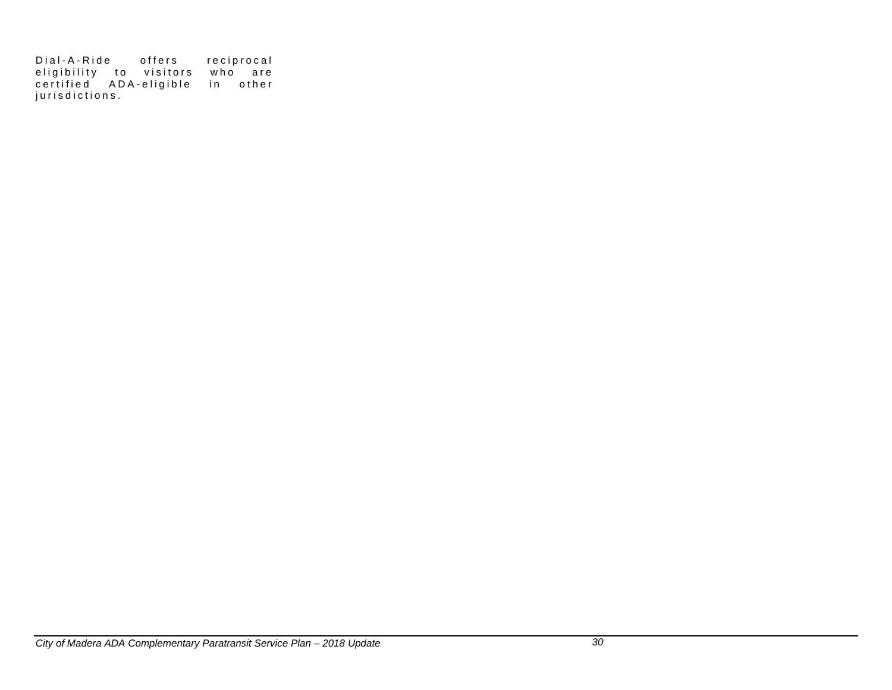Dial-A-Ride offers reciprocal eligibility to visitors who are certified ADA-eligible in other jurisdictions.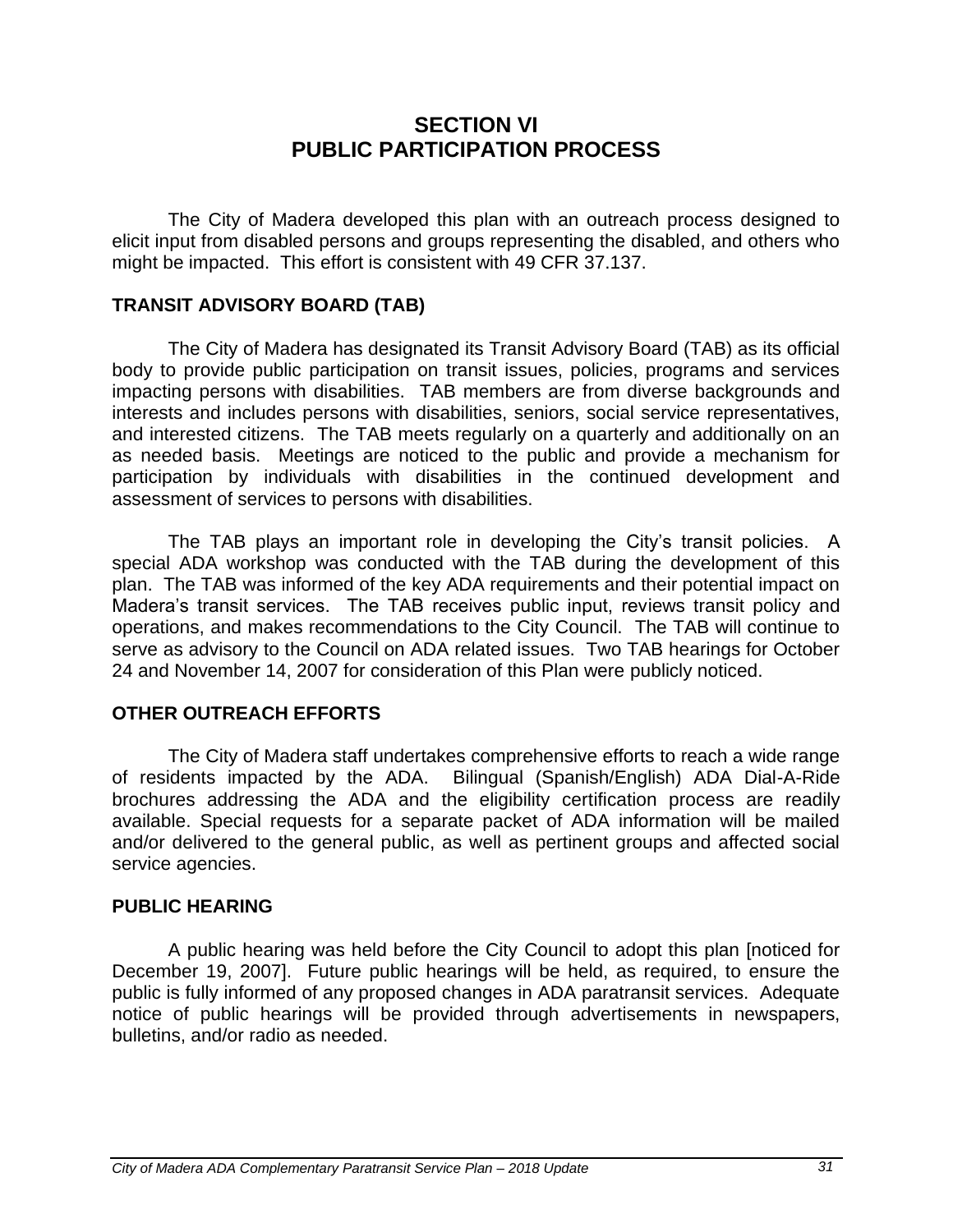# SECTION VI
# PUBLIC PARTICIPATION PROCESS

The City of Madera developed this plan with an outreach process designed to elicit input from disabled persons and groups representing the disabled, and others who might be impacted. This effort is consistent with 49 CFR 37.137.

## TRANSIT ADVISORY BOARD (TAB)

The City of Madera has designated its Transit Advisory Board (TAB) as its official body to provide public participation on transit issues, policies, programs and services impacting persons with disabilities. TAB members are from diverse backgrounds and interests and includes persons with disabilities, seniors, social service representatives, and interested citizens. The TAB meets regularly on a quarterly and additionally on an as needed basis. Meetings are noticed to the public and provide a mechanism for participation by individuals with disabilities in the continued development and assessment of services to persons with disabilities.

The TAB plays an important role in developing the City's transit policies. A special ADA workshop was conducted with the TAB during the development of this plan. The TAB was informed of the key ADA requirements and their potential impact on Madera's transit services. The TAB receives public input, reviews transit policy and operations, and makes recommendations to the City Council. The TAB will continue to serve as advisory to the Council on ADA related issues. Two TAB hearings for October 24 and November 14, 2007 for consideration of this Plan were publicly noticed.

## OTHER OUTREACH EFFORTS

The City of Madera staff undertakes comprehensive efforts to reach a wide range of residents impacted by the ADA. Bilingual (Spanish/English) ADA Dial-A-Ride brochures addressing the ADA and the eligibility certification process are readily available. Special requests for a separate packet of ADA information will be mailed and/or delivered to the general public, as well as pertinent groups and affected social service agencies.

## PUBLIC HEARING

A public hearing was held before the City Council to adopt this plan [noticed for December 19, 2007]. Future public hearings will be held, as required, to ensure the public is fully informed of any proposed changes in ADA paratransit services. Adequate notice of public hearings will be provided through advertisements in newspapers, bulletins, and/or radio as needed.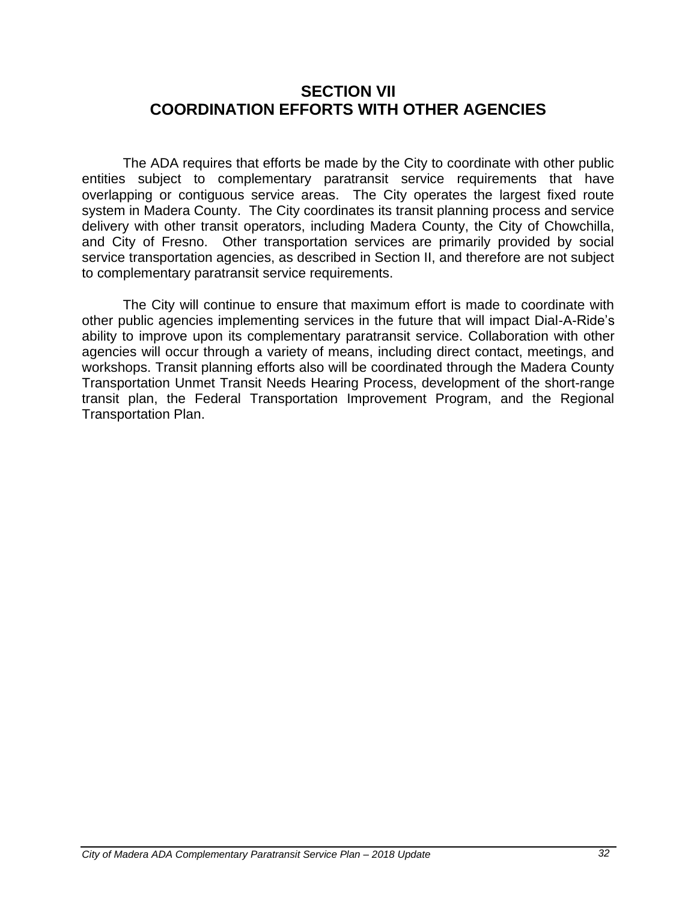# SECTION VII
# COORDINATION EFFORTS WITH OTHER AGENCIES

The ADA requires that efforts be made by the City to coordinate with other public entities subject to complementary paratransit service requirements that have overlapping or contiguous service areas. The City operates the largest fixed route system in Madera County. The City coordinates its transit planning process and service delivery with other transit operators, including Madera County, the City of Chowchilla, and City of Fresno. Other transportation services are primarily provided by social service transportation agencies, as described in Section II, and therefore are not subject to complementary paratransit service requirements.

The City will continue to ensure that maximum effort is made to coordinate with other public agencies implementing services in the future that will impact Dial-A-Ride's ability to improve upon its complementary paratransit service. Collaboration with other agencies will occur through a variety of means, including direct contact, meetings, and workshops. Transit planning efforts also will be coordinated through the Madera County Transportation Unmet Transit Needs Hearing Process, development of the short-range transit plan, the Federal Transportation Improvement Program, and the Regional Transportation Plan.